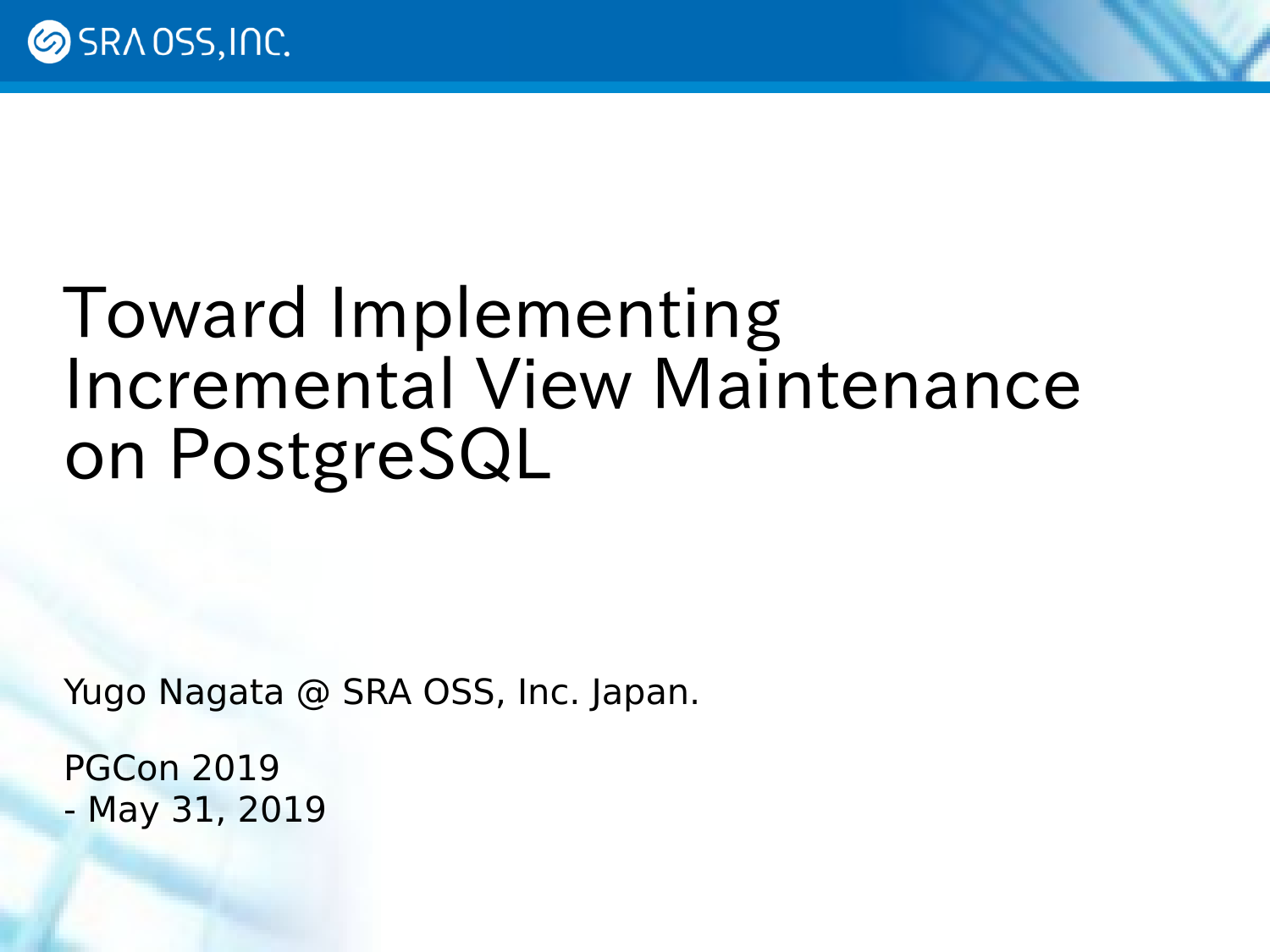SRA OSS, INC.

# Toward Implementing Incremental View Maintenance on PostgreSQL

Yugo Nagata @ SRA OSS, Inc. Japan.

PGCon 2019
- May 31, 2019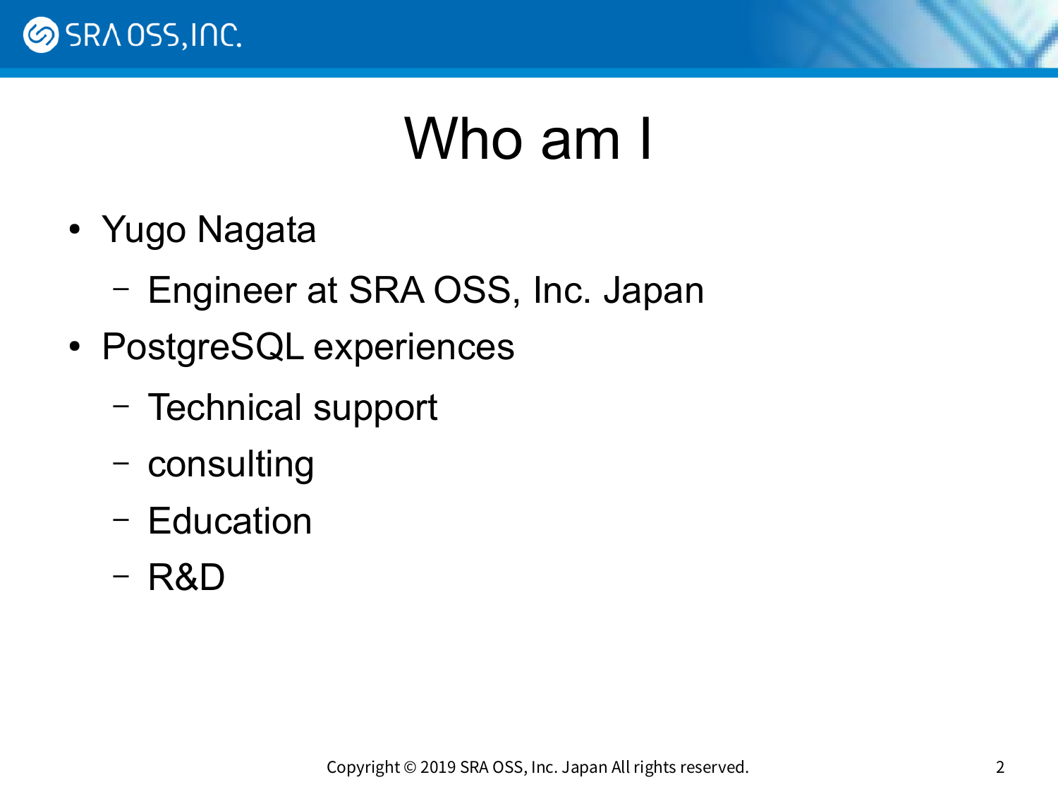# Who am I

- Yugo Nagata
  - Engineer at SRA OSS, Inc. Japan
- PostgreSQL experiences
  - Technical support
  - consulting
  - Education
  - R&D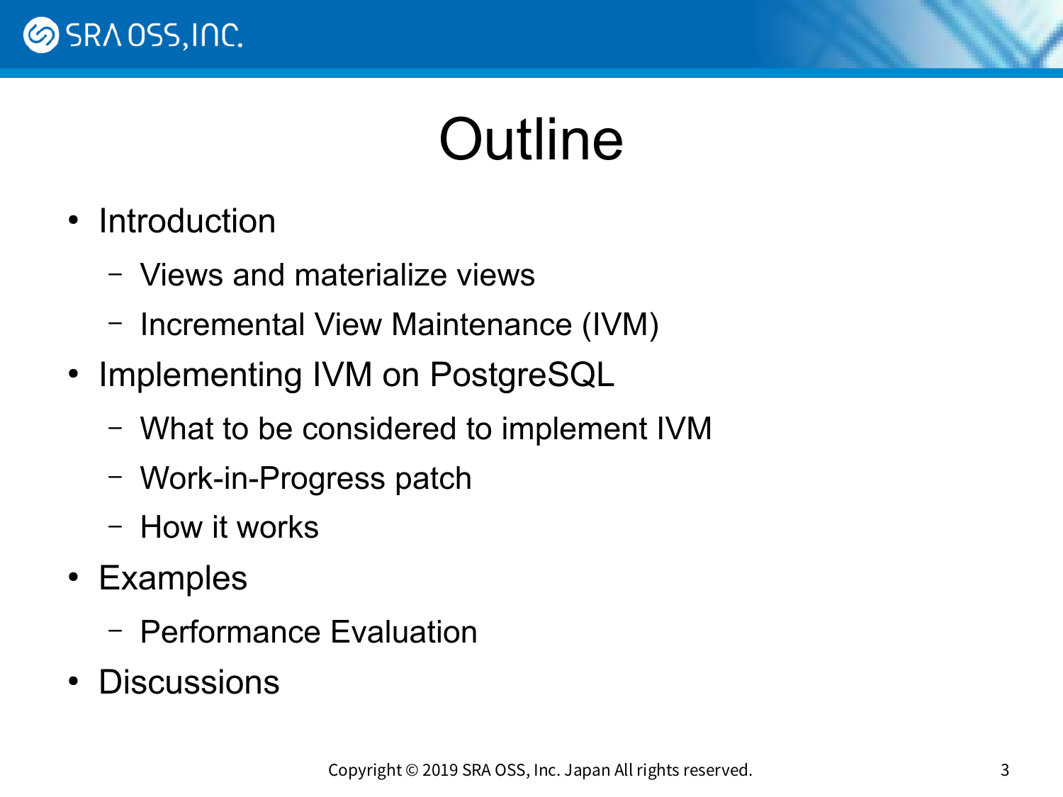# Outline

- Introduction
  - Views and materialize views
  - Incremental View Maintenance (IVM)
- Implementing IVM on PostgreSQL
  - What to be considered to implement IVM
  - Work-in-Progress patch
  - How it works
- Examples
  - Performance Evaluation
- Discussions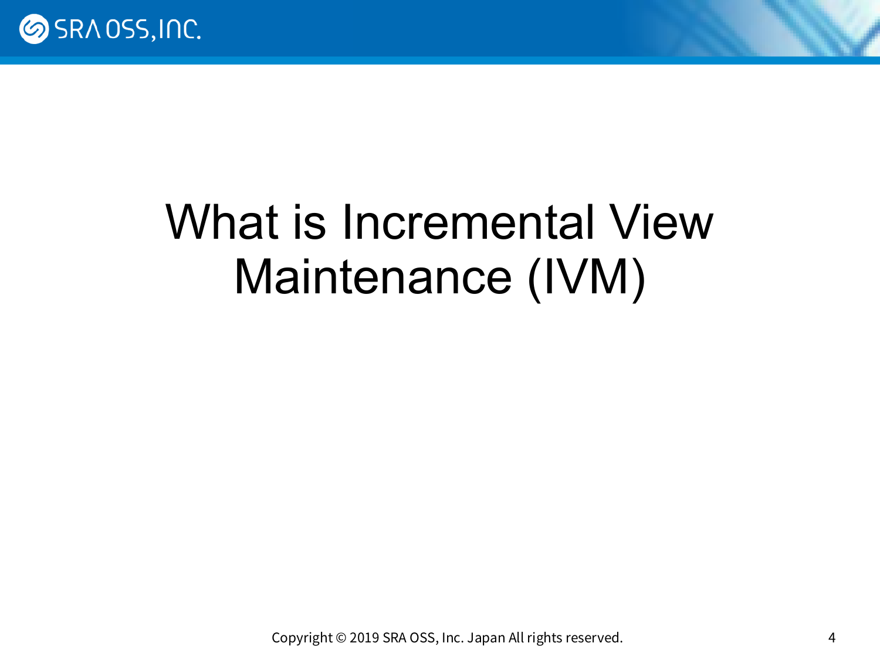# What is Incremental View Maintenance (IVM)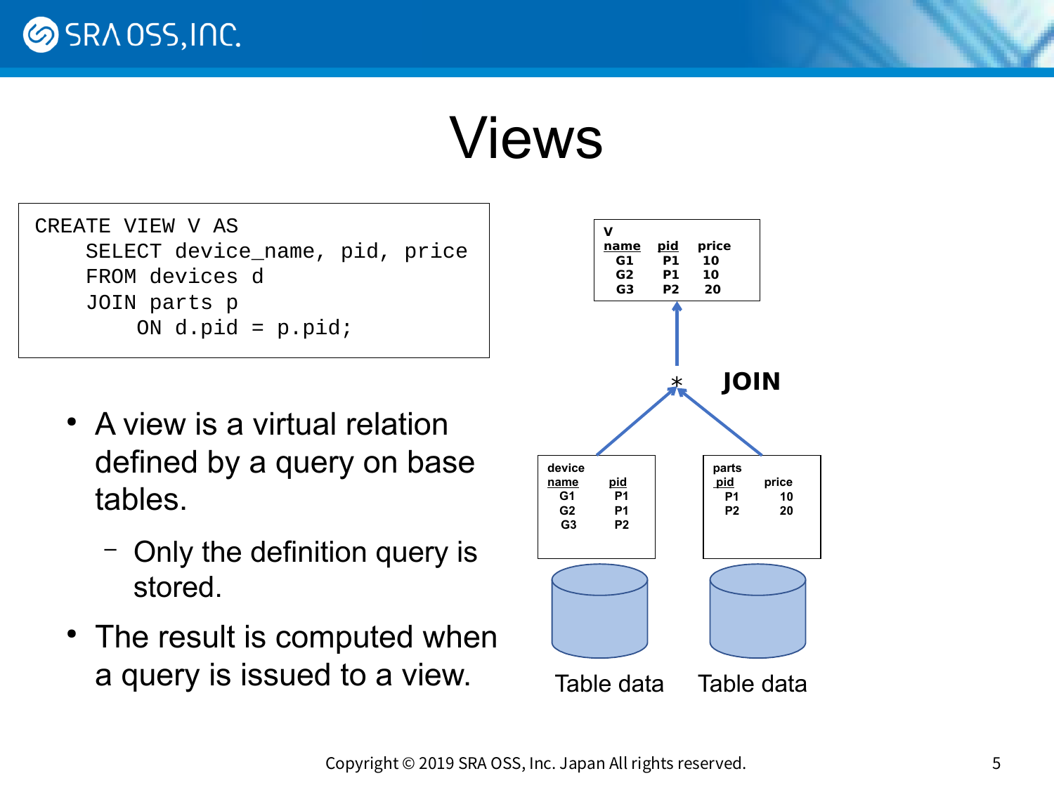# Views

```
CREATE VIEW V AS
    SELECT device_name, pid, price
    FROM devices d
    JOIN parts p
        ON d.pid = p.pid;
```

- A view is a virtual relation defined by a query on base tables.
  - Only the definition query is stored.
- The result is computed when a query is issued to a view.

V

| name | pid | price |
|---|---|---|
| G1 | P1 | 10 |
| G2 | P1 | 10 |
| G3 | P2 | 20 |

JOIN

device

| name | pid |
|---|---|
| G1 | P1 |
| G2 | P1 |
| G3 | P2 |

parts

| pid | price |
|---|---|
| P1 | 10 |
| P2 | 20 |

Table data    Table data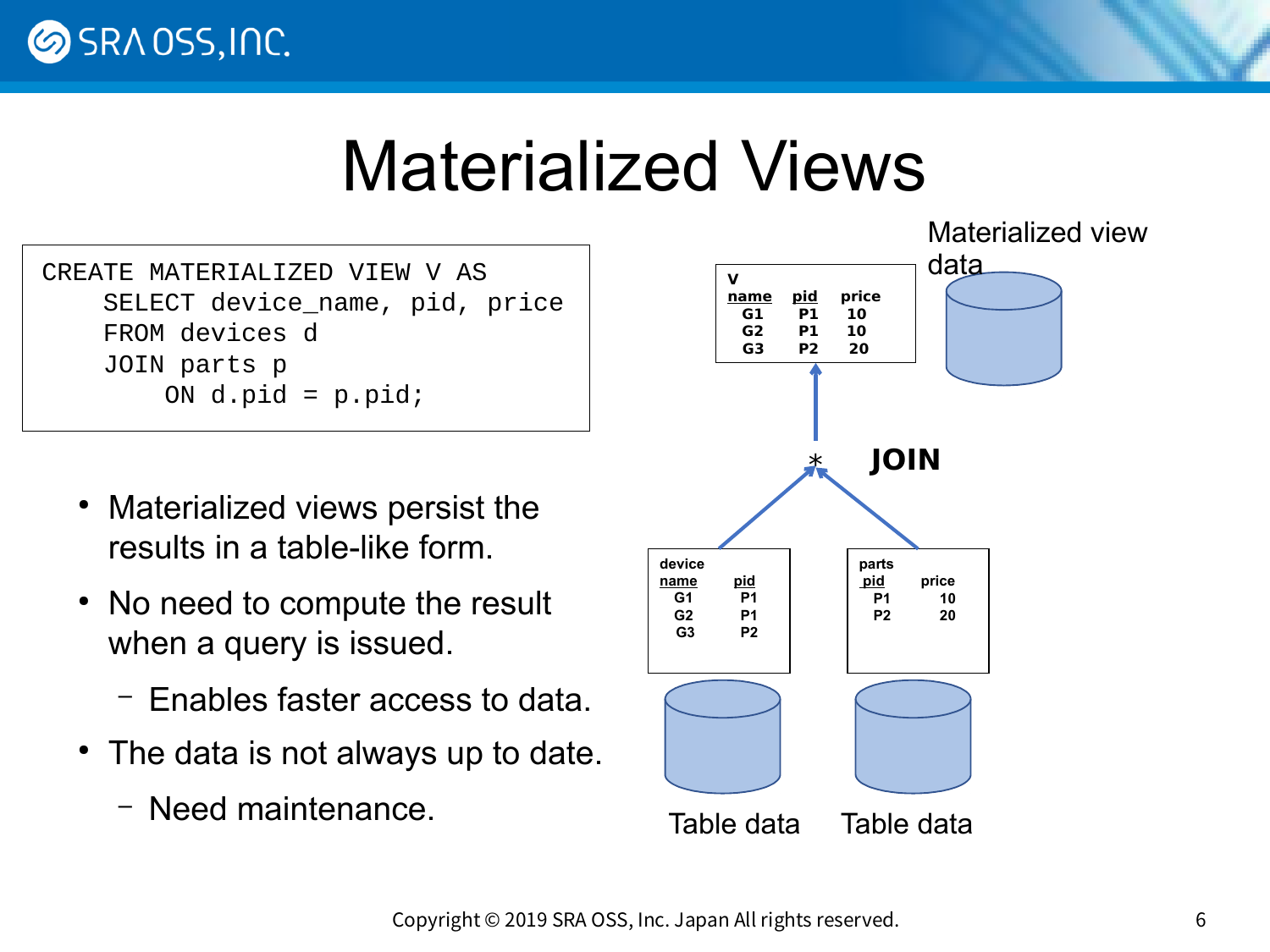# Materialized Views

```
CREATE MATERIALIZED VIEW V AS
    SELECT device_name, pid, price
    FROM devices d
    JOIN parts p
        ON d.pid = p.pid;
```

- Materialized views persist the results in a table-like form.
- No need to compute the result when a query is issued.
  - Enables faster access to data.
- The data is not always up to date.
  - Need maintenance.

Materialized view data

**V**

| name | pid | price |
|---|---|---|
| G1 | P1 | 10 |
| G2 | P1 | 10 |
| G3 | P2 | 20 |

**JOIN**

**device**

| name | pid |
|---|---|
| G1 | P1 |
| G2 | P1 |
| G3 | P2 |

**parts**

| pid | price |
|---|---|
| P1 | 10 |
| P2 | 20 |

Table data    Table data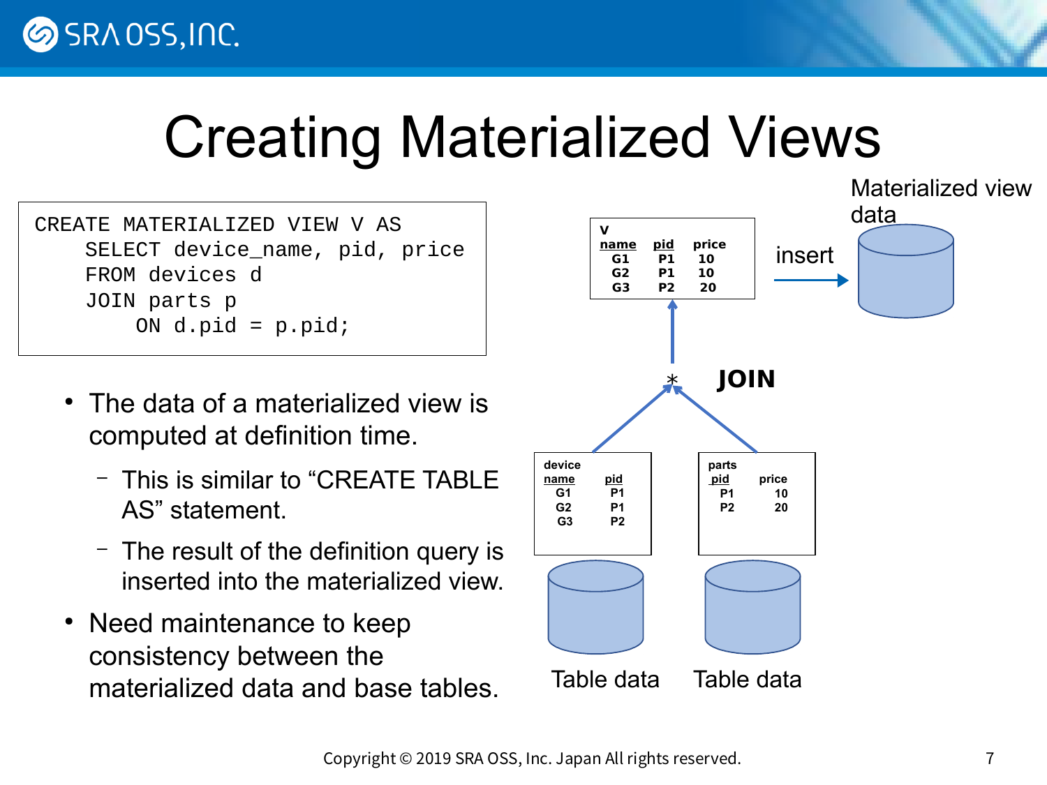# Creating Materialized Views

```
CREATE MATERIALIZED VIEW V AS
    SELECT device_name, pid, price
    FROM devices d
    JOIN parts p
        ON d.pid = p.pid;
```

- The data of a materialized view is computed at definition time.
  - This is similar to “CREATE TABLE AS” statement.
  - The result of the definition query is inserted into the materialized view.
- Need maintenance to keep consistency between the materialized data and base tables.

V

| name | pid | price |
|---|---|---|
| G1 | P1 | 10 |
| G2 | P1 | 10 |
| G3 | P2 | 20 |

insert → Materialized view data

JOIN

device

| name | pid |
|---|---|
| G1 | P1 |
| G2 | P1 |
| G3 | P2 |

parts

| pid | price |
|---|---|
| P1 | 10 |
| P2 | 20 |

Table data Table data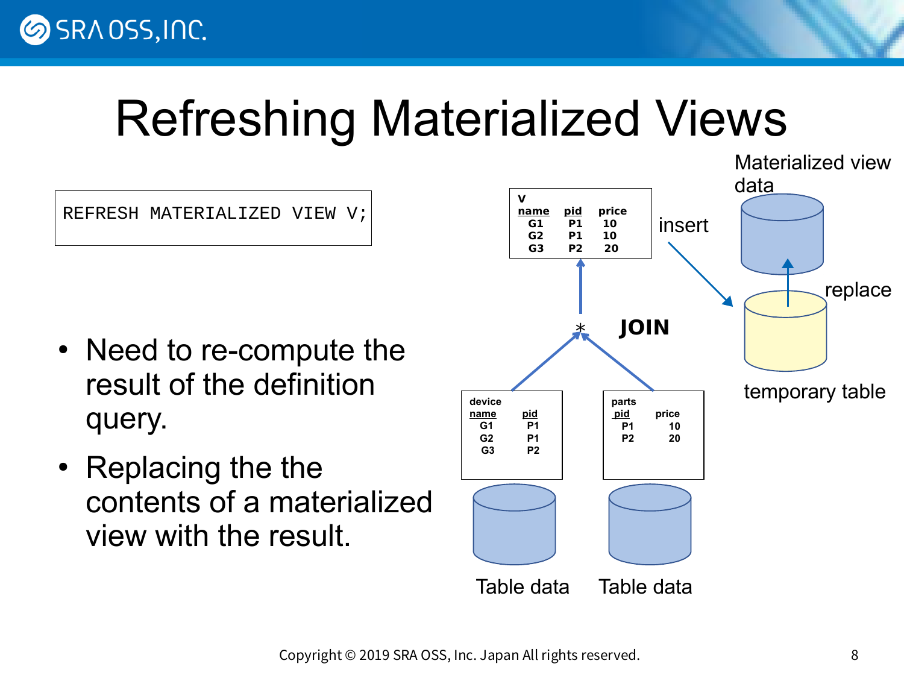# Refreshing Materialized Views

```
REFRESH MATERIALIZED VIEW V;
```

- Need to re-compute the result of the definition query.
- Replacing the the contents of a materialized view with the result.

**V**

| name | pid | price |
|---|---|---|
| G1 | P1 | 10 |
| G2 | P1 | 10 |
| G3 | P2 | 20 |

insert → temporary table → replace → Materialized view data

**JOIN**

**device**

| name | pid |
|---|---|
| G1 | P1 |
| G2 | P1 |
| G3 | P2 |

Table data

**parts**

| pid | price |
|---|---|
| P1 | 10 |
| P2 | 20 |

Table data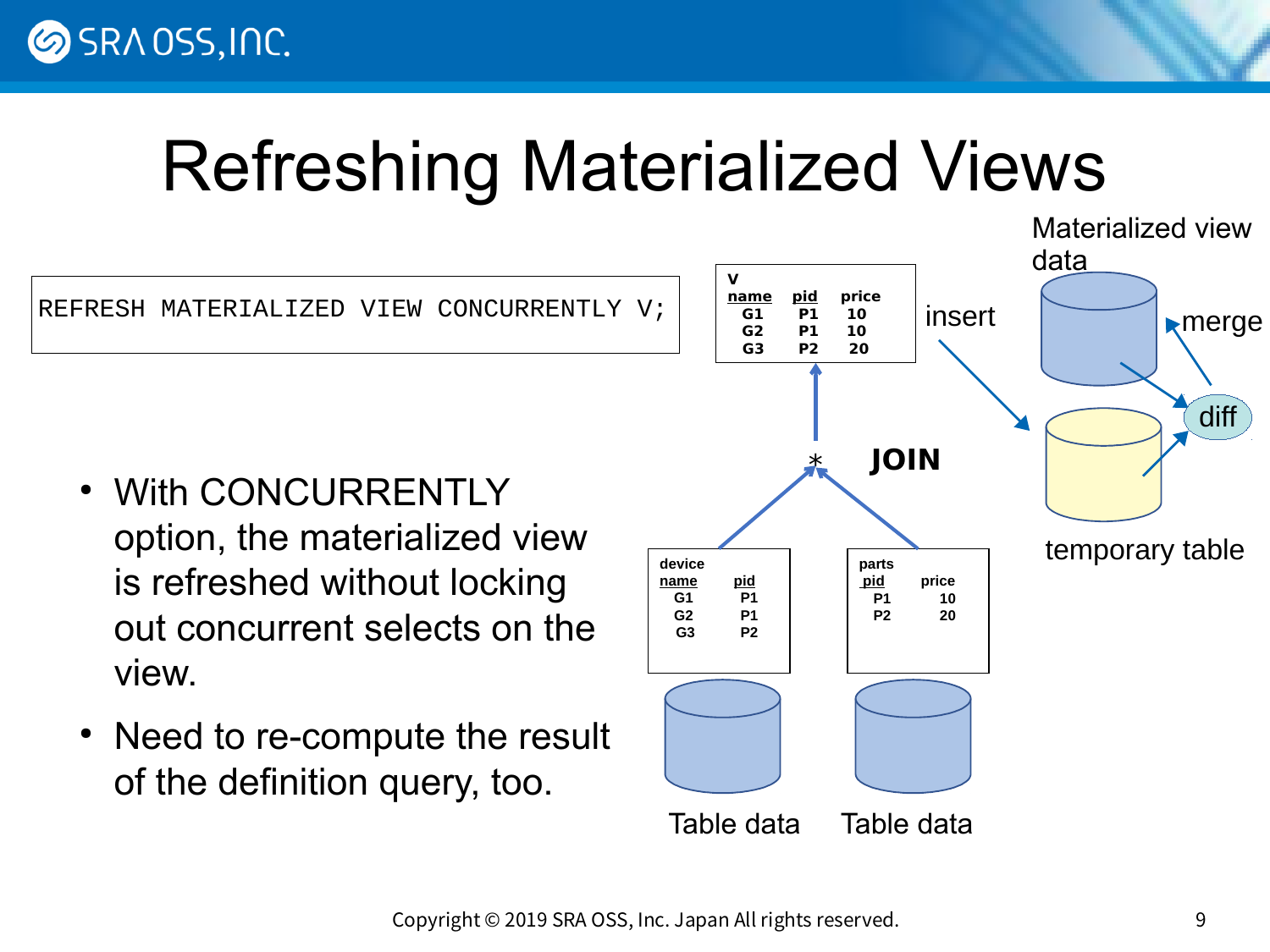# Refreshing Materialized Views

```
REFRESH MATERIALIZED VIEW CONCURRENTLY V;
```

- With CONCURRENTLY option, the materialized view is refreshed without locking out concurrent selects on the view.
- Need to re-compute the result of the definition query, too.

V

| name | pid | price |
|---|---|---|
| G1 | P1 | 10 |
| G2 | P1 | 10 |
| G3 | P2 | 20 |

JOIN

device

| name | pid |
|---|---|
| G1 | P1 |
| G2 | P1 |
| G3 | P2 |

parts

| pid | price |
|---|---|
| P1 | 10 |
| P2 | 20 |

Table data &nbsp;&nbsp; Table data

insert → temporary table → diff → merge → Materialized view data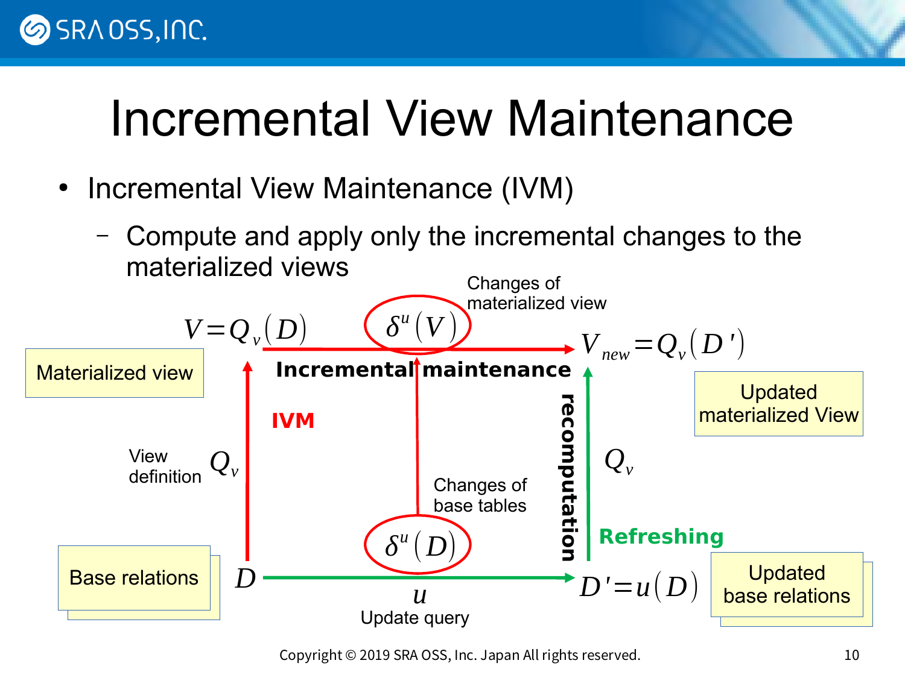# Incremental View Maintenance

- Incremental View Maintenance (IVM)
  - Compute and apply only the incremental changes to the materialized views

Changes of materialized view

$V = Q_v(D)$ — $\delta^u(V)$ → $V_{new} = Q_v(D')$

**Incremental maintenance**

Materialized view

Updated materialized View

**IVM**

View definition $Q_v$

$Q_v$

**recomputation**

Changes of base tables

$\delta^u(D)$

**Refreshing**

Base relations

$D$ → $D' = u(D)$

$u$

Update query

Updated base relations

Copyright © 2019 SRA OSS, Inc. Japan All rights reserved.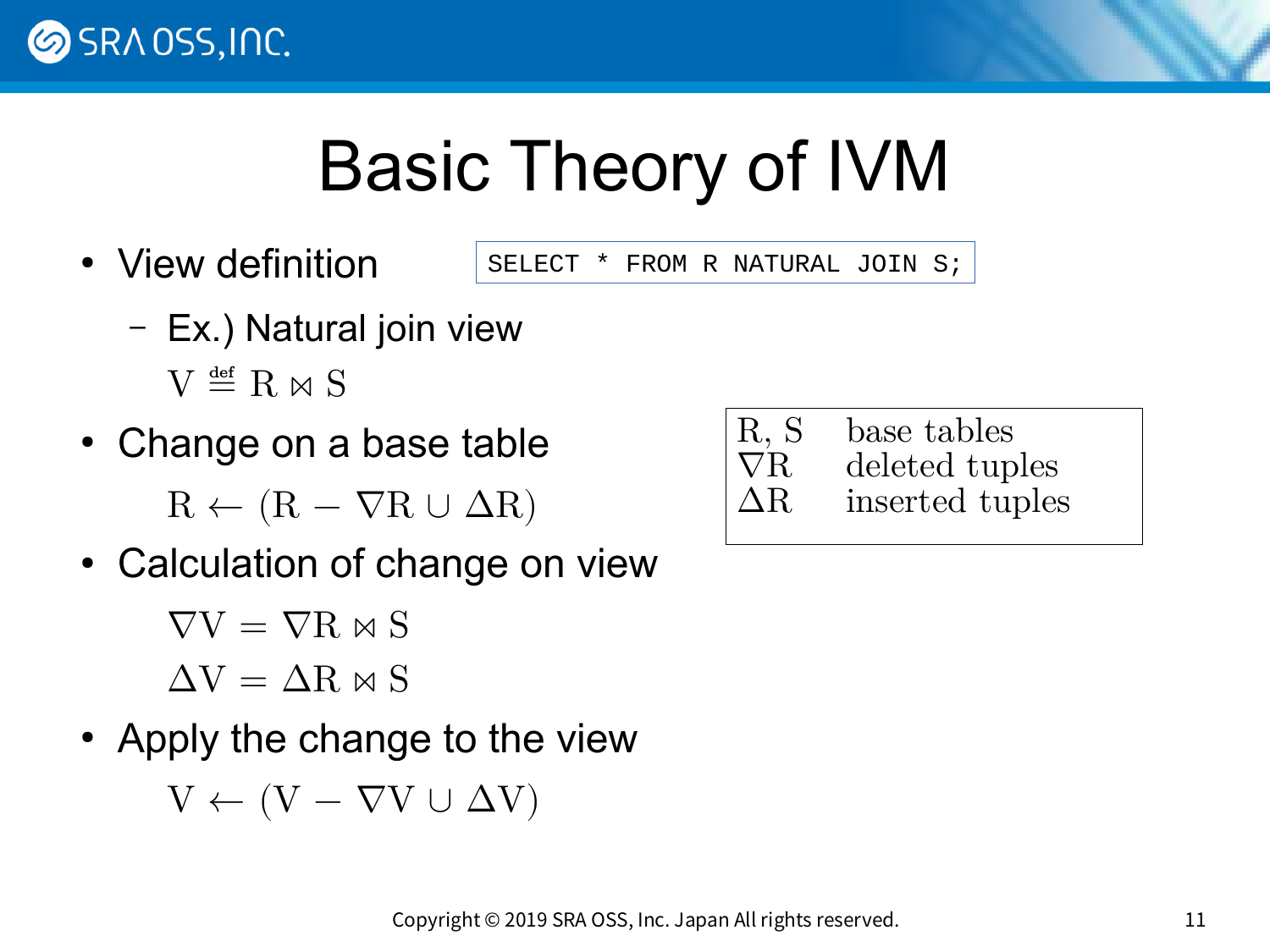# Basic Theory of IVM

- View definition

```
SELECT * FROM R NATURAL JOIN S;
```

  - Ex.) Natural join view

    $V \stackrel{\text{def}}{=} R \bowtie S$

- Change on a base table

  $R \leftarrow (R - \nabla R \cup \Delta R)$

| | |
|---|---|
| R, S | base tables |
| $\nabla R$ | deleted tuples |
| $\Delta R$ | inserted tuples |

- Calculation of change on view

  $\nabla V = \nabla R \bowtie S$

  $\Delta V = \Delta R \bowtie S$

- Apply the change to the view

  $V \leftarrow (V - \nabla V \cup \Delta V)$

Copyright © 2019 SRA OSS, Inc. Japan All rights reserved.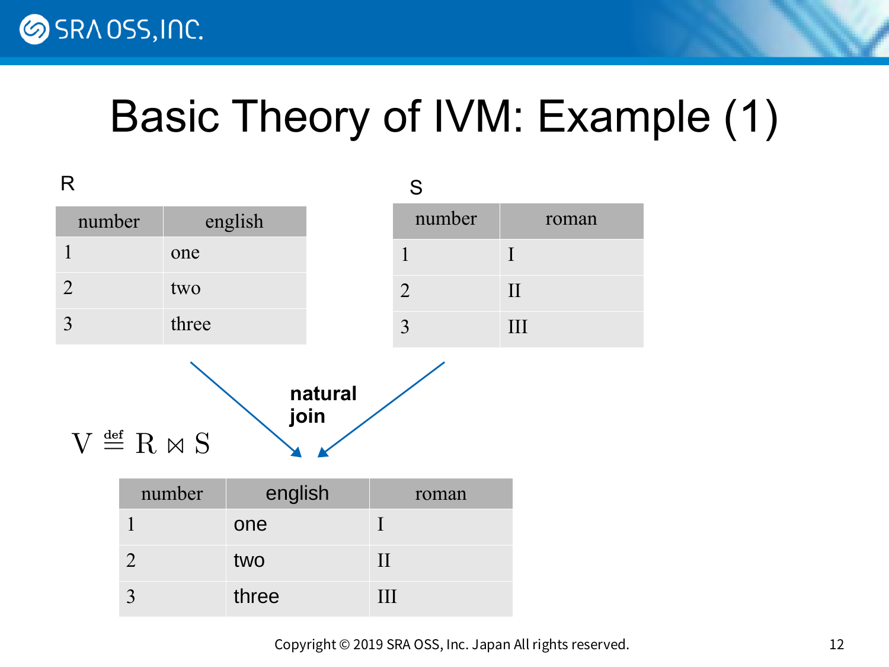# Basic Theory of IVM: Example (1)

R

| number | english |
|---|---|
| 1 | one |
| 2 | two |
| 3 | three |

S

| number | roman |
|---|---|
| 1 | I |
| 2 | II |
| 3 | III |

**natural join**

$$V \stackrel{\text{def}}{=} R \bowtie S$$

| number | english | roman |
|---|---|---|
| 1 | one | I |
| 2 | two | II |
| 3 | three | III |

Copyright © 2019 SRA OSS, Inc. Japan All rights reserved.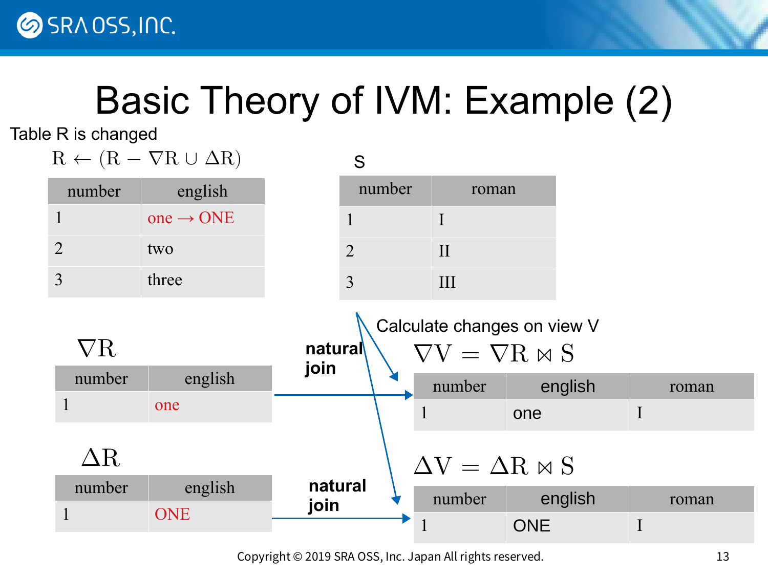# Basic Theory of IVM: Example (2)

Table R is changed

$$R \leftarrow (R - \nabla R \cup \Delta R)$$

| number | english |
|---|---|
| 1 | one → ONE |
| 2 | two |
| 3 | three |

S

| number | roman |
|---|---|
| 1 | I |
| 2 | II |
| 3 | III |

$\nabla R$

| number | english |
|---|---|
| 1 | one |

$\Delta R$

| number | english |
|---|---|
| 1 | ONE |

**natural join**

**natural join**

Calculate changes on view V

$$\nabla V = \nabla R \bowtie S$$

| number | english | roman |
|---|---|---|
| 1 | one | I |

$$\Delta V = \Delta R \bowtie S$$

| number | english | roman |
|---|---|---|
| 1 | ONE | I |

Copyright © 2019 SRA OSS, Inc. Japan All rights reserved.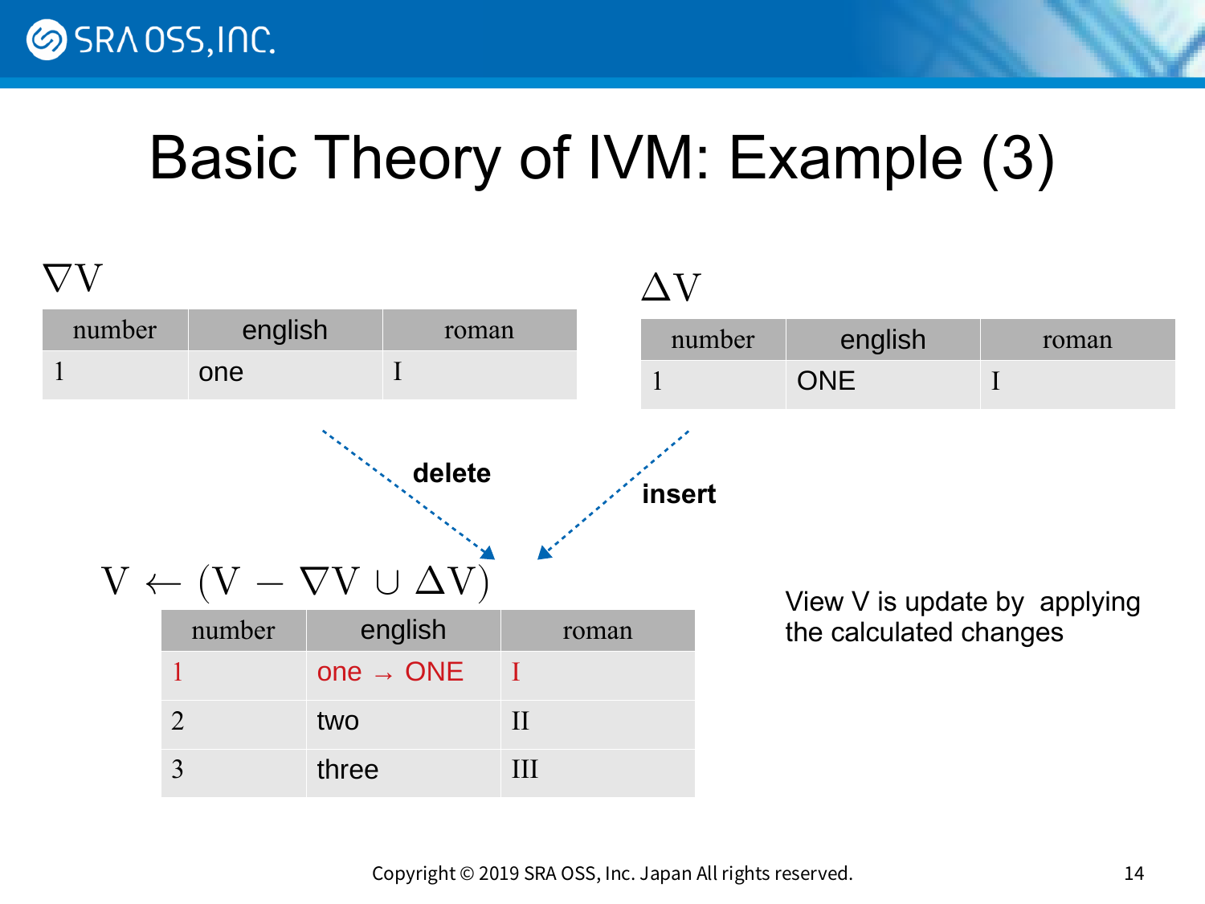# Basic Theory of IVM: Example (3)

$\nabla V$

| number | english | roman |
| --- | --- | --- |
| 1 | one | I |

$\Delta V$

| number | english | roman |
| --- | --- | --- |
| 1 | ONE | I |

**delete**

**insert**

$$V \leftarrow (V - \nabla V \cup \Delta V)$$

| number | english | roman |
| --- | --- | --- |
| 1 | one → ONE | I |
| 2 | two | II |
| 3 | three | III |

View V is update by applying the calculated changes

Copyright © 2019 SRA OSS, Inc. Japan All rights reserved.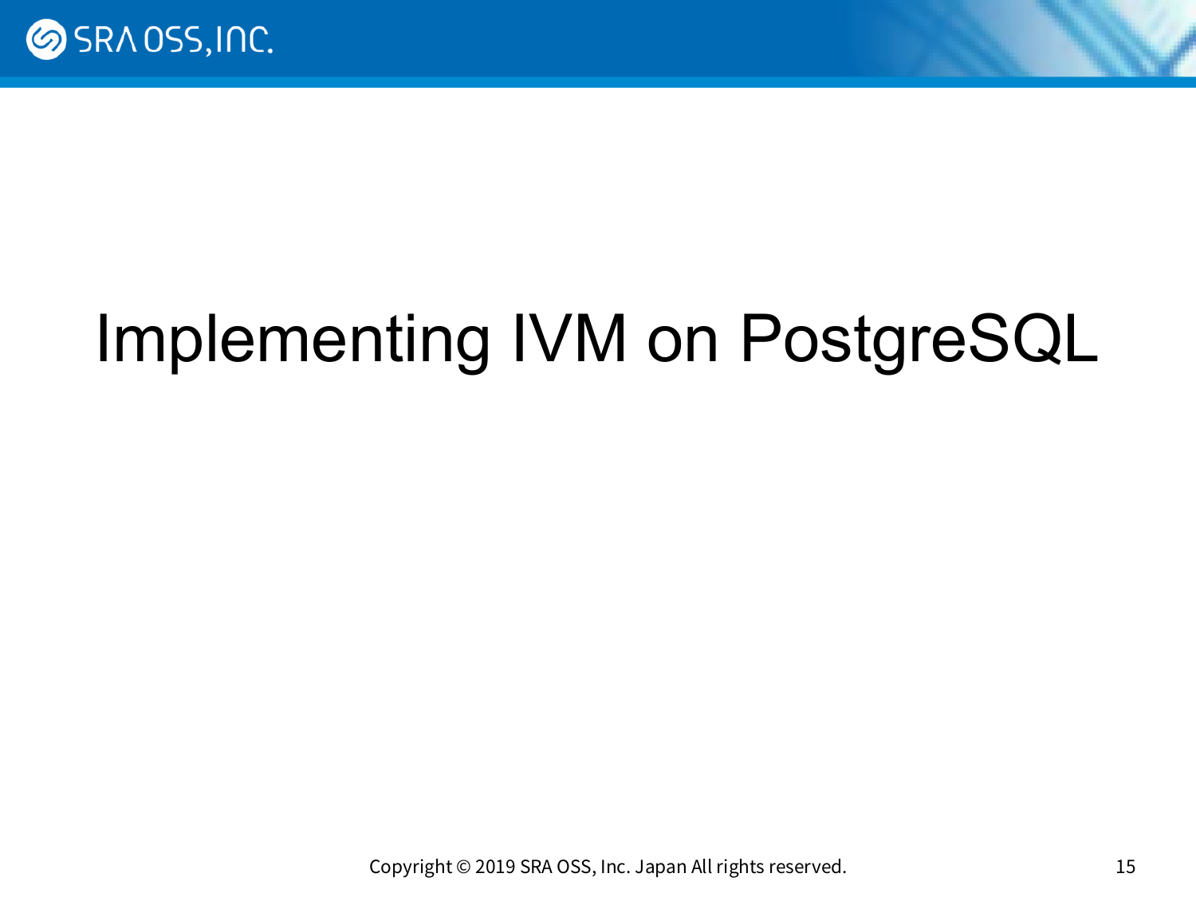# Implementing IVM on PostgreSQL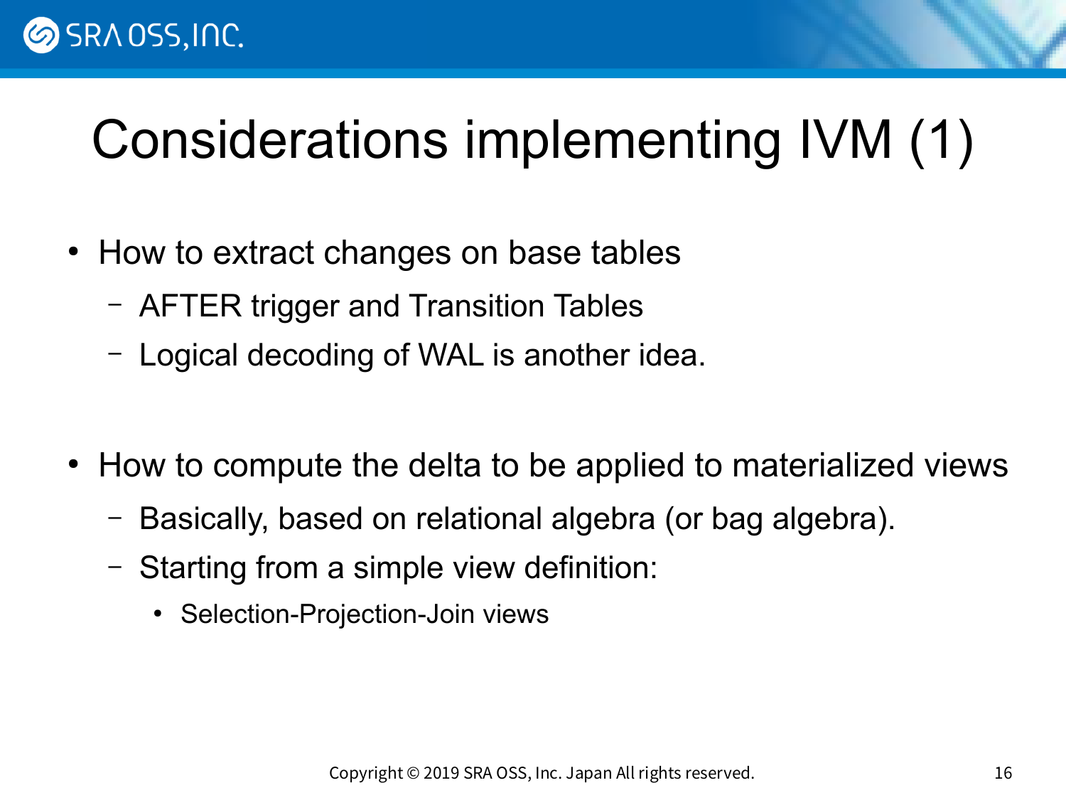# Considerations implementing IVM (1)

- How to extract changes on base tables
  - AFTER trigger and Transition Tables
  - Logical decoding of WAL is another idea.

- How to compute the delta to be applied to materialized views
  - Basically, based on relational algebra (or bag algebra).
  - Starting from a simple view definition:
    - Selection-Projection-Join views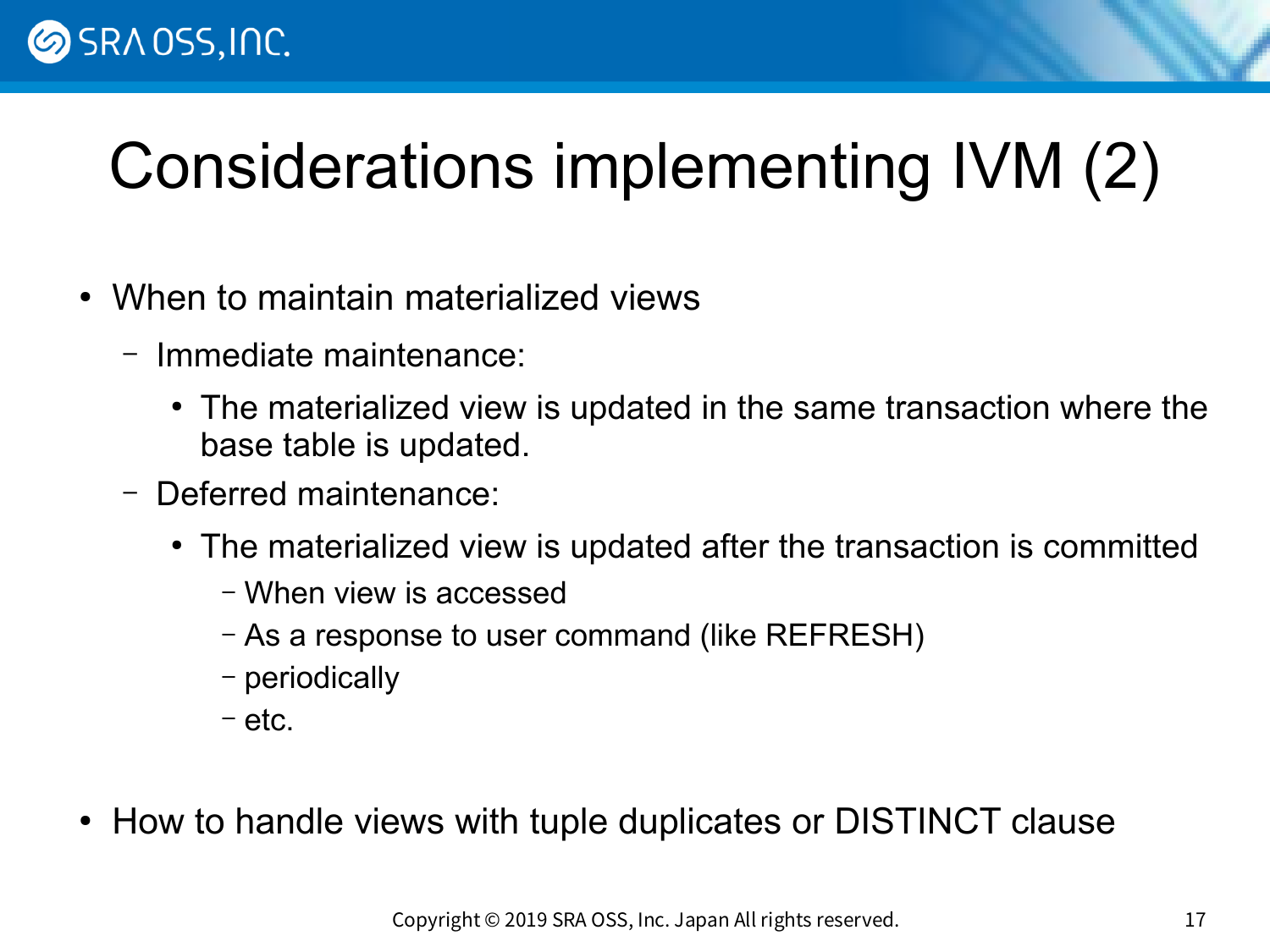# Considerations implementing IVM (2)

- When to maintain materialized views
  - Immediate maintenance:
    - The materialized view is updated in the same transaction where the base table is updated.
  - Deferred maintenance:
    - The materialized view is updated after the transaction is committed
      - When view is accessed
      - As a response to user command (like REFRESH)
      - periodically
      - etc.
- How to handle views with tuple duplicates or DISTINCT clause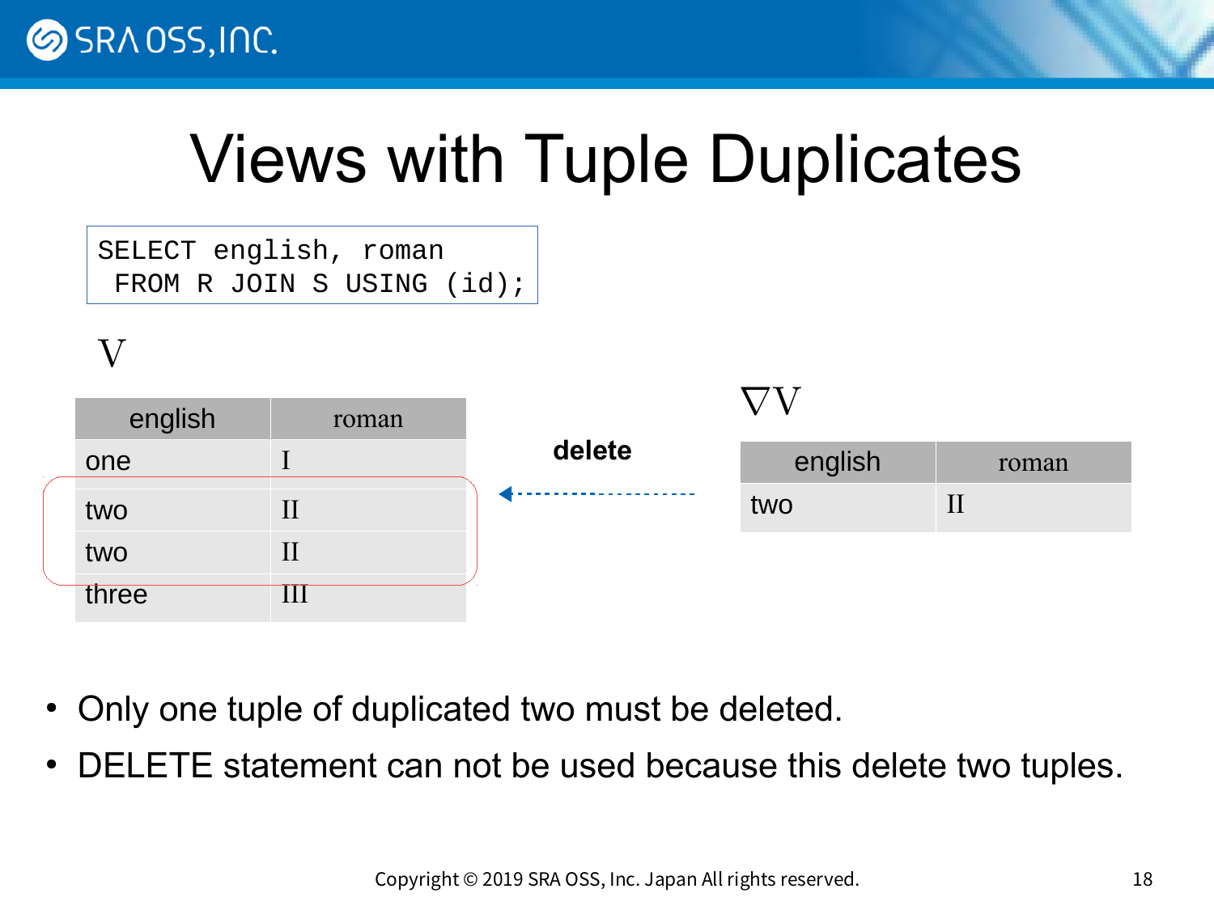# Views with Tuple Duplicates

```
SELECT english, roman
 FROM R JOIN S USING (id);
```

V

| english | roman |
|---|---|
| one | I |
| two | II |
| two | II |
| three | III |

**delete**

$\nabla V$

| english | roman |
|---|---|
| two | II |

- Only one tuple of duplicated two must be deleted.
- DELETE statement can not be used because this delete two tuples.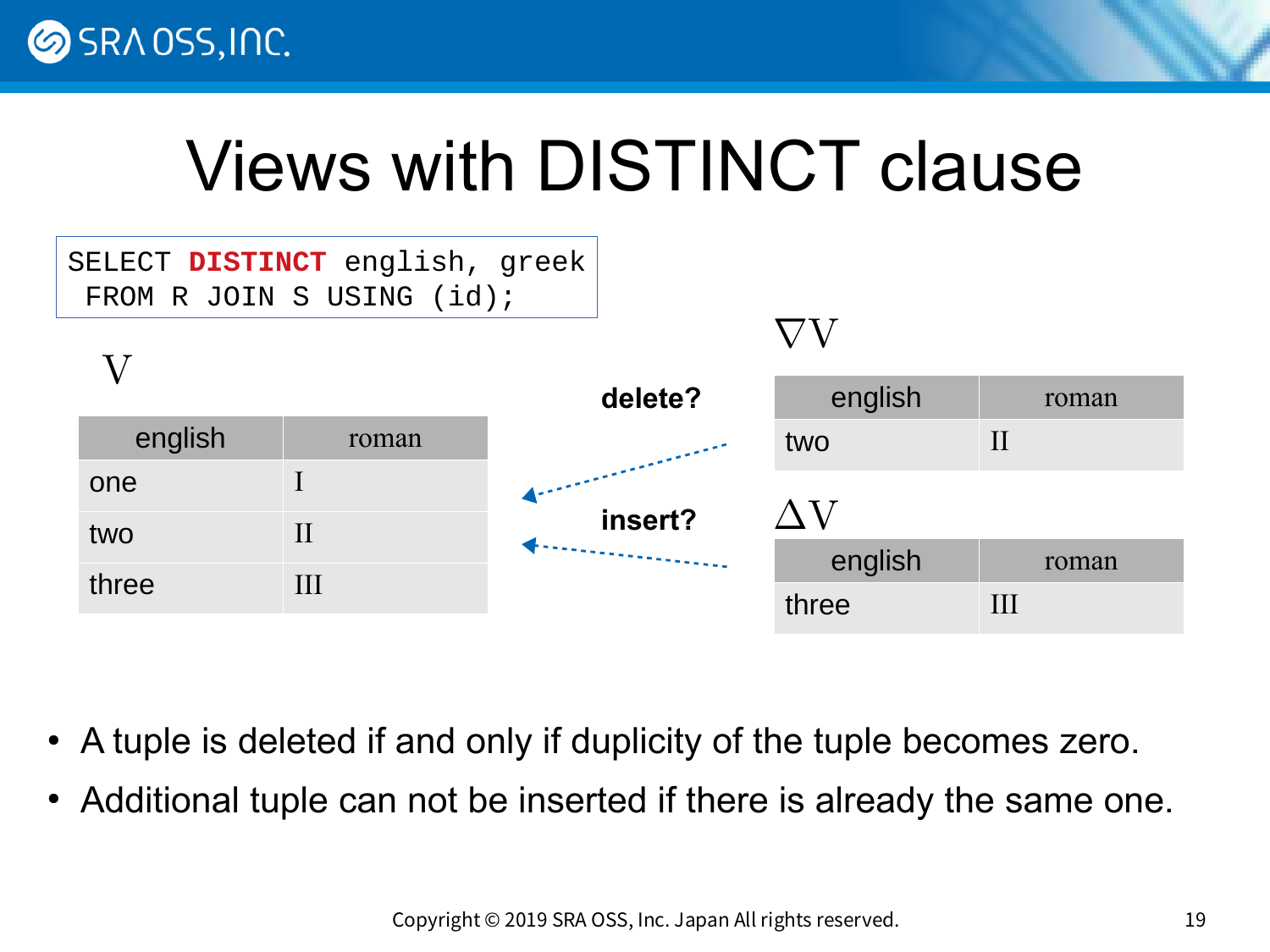# Views with DISTINCT clause

```
SELECT DISTINCT english, greek
 FROM R JOIN S USING (id);
```

$V$

| english | roman |
|---|---|
| one | I |
| two | II |
| three | III |

**delete?**

**insert?**

$\nabla V$

| english | roman |
|---|---|
| two | II |

$\Delta V$

| english | roman |
|---|---|
| three | III |

- A tuple is deleted if and only if duplicity of the tuple becomes zero.
- Additional tuple can not be inserted if there is already the same one.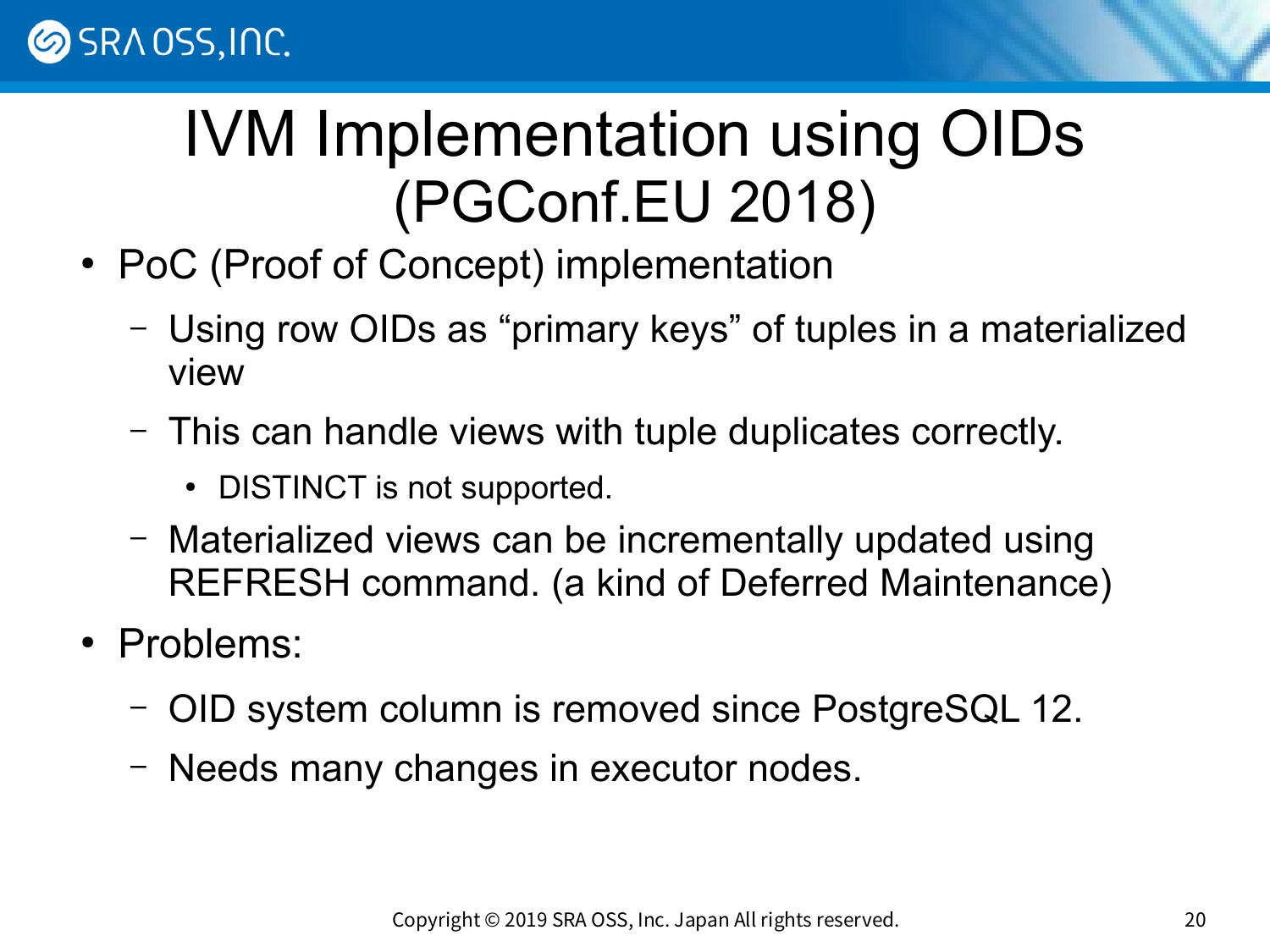# IVM Implementation using OIDs (PGConf.EU 2018)

- PoC (Proof of Concept) implementation
  - Using row OIDs as “primary keys” of tuples in a materialized view
  - This can handle views with tuple duplicates correctly.
    - DISTINCT is not supported.
  - Materialized views can be incrementally updated using REFRESH command. (a kind of Deferred Maintenance)
- Problems:
  - OID system column is removed since PostgreSQL 12.
  - Needs many changes in executor nodes.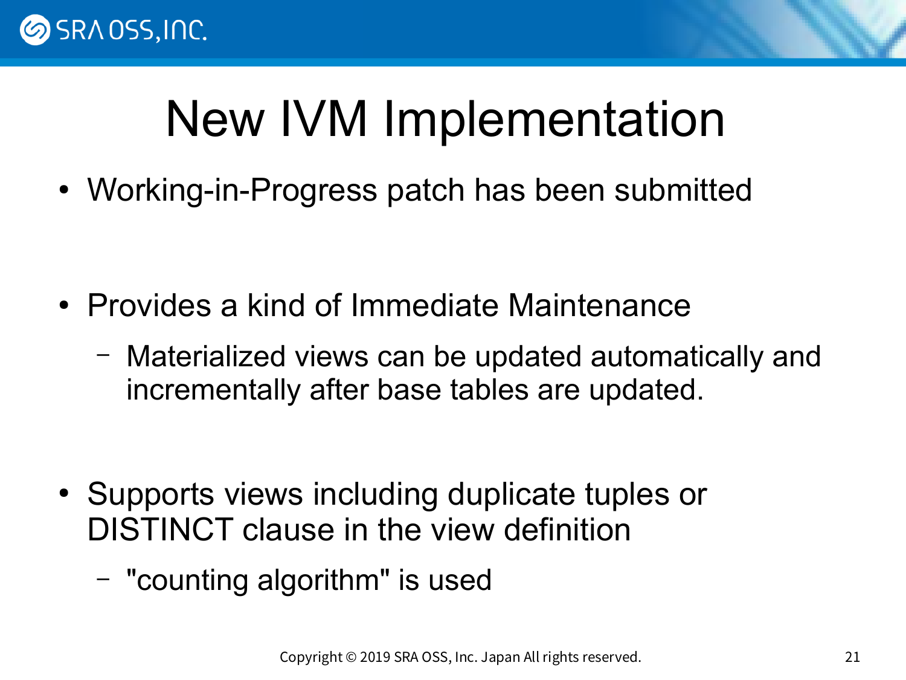# New IVM Implementation

- Working-in-Progress patch has been submitted

- Provides a kind of Immediate Maintenance
  - Materialized views can be updated automatically and incrementally after base tables are updated.

- Supports views including duplicate tuples or DISTINCT clause in the view definition
  - "counting algorithm" is used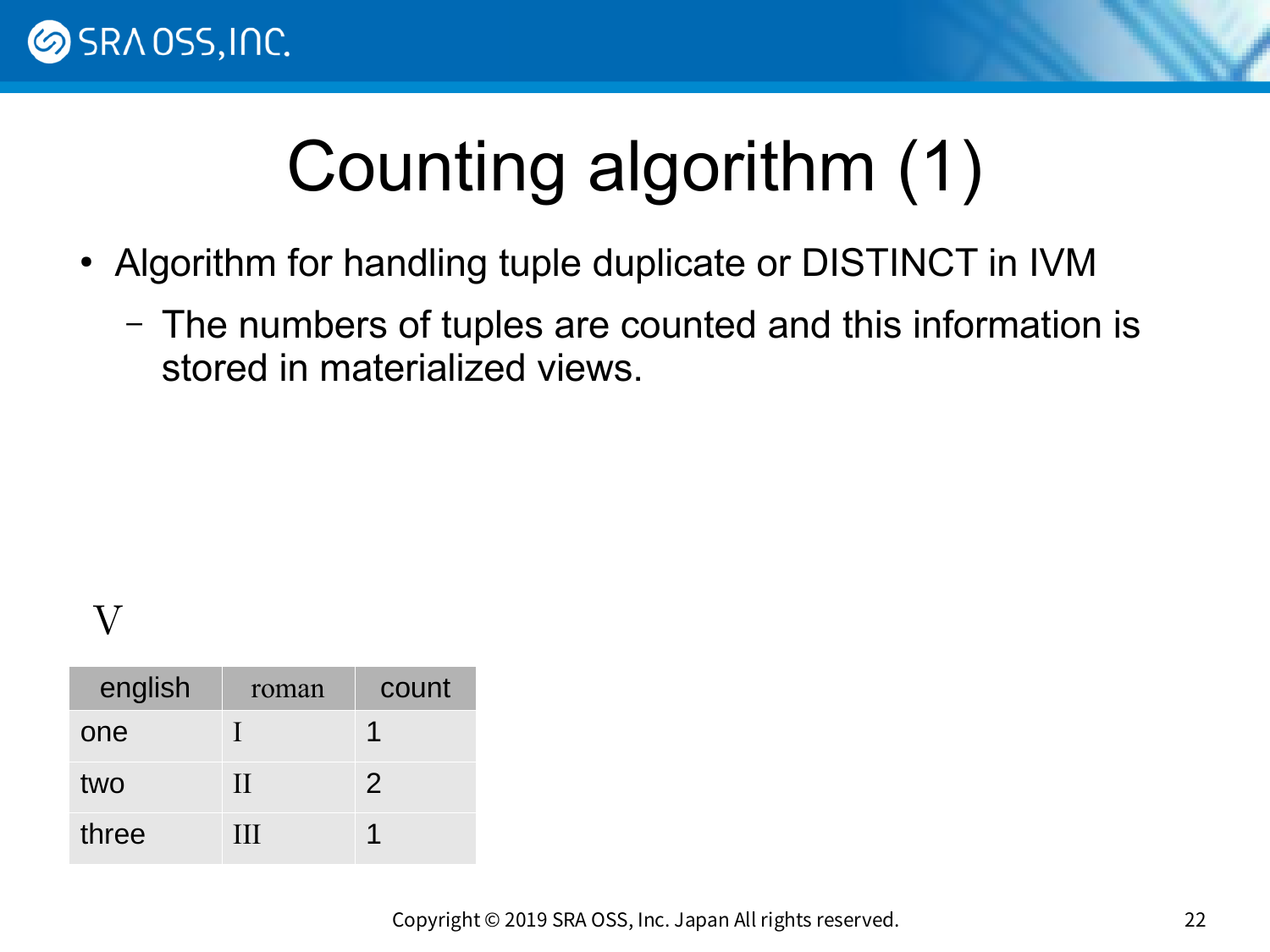# Counting algorithm (1)

- Algorithm for handling tuple duplicate or DISTINCT in IVM
  - The numbers of tuples are counted and this information is stored in materialized views.

V

| english | roman | count |
|---|---|---|
| one | I | 1 |
| two | II | 2 |
| three | III | 1 |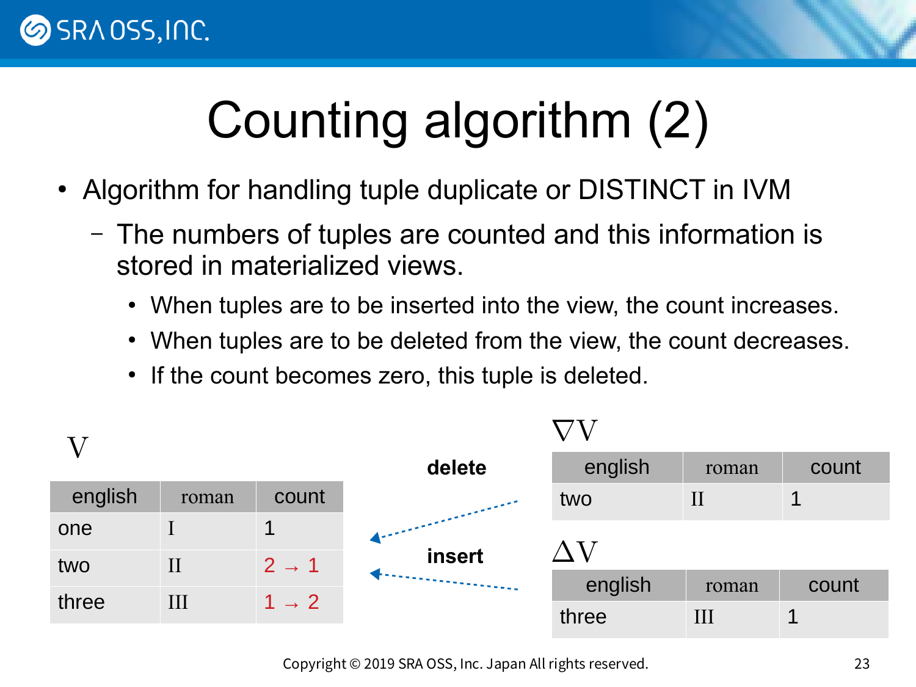# Counting algorithm (2)

- Algorithm for handling tuple duplicate or DISTINCT in IVM
  - The numbers of tuples are counted and this information is stored in materialized views.
    - When tuples are to be inserted into the view, the count increases.
    - When tuples are to be deleted from the view, the count decreases.
    - If the count becomes zero, this tuple is deleted.

V

| english | roman | count |
|---|---|---|
| one | I | 1 |
| two | II | 2 → 1 |
| three | III | 1 → 2 |

delete

$\nabla V$

| english | roman | count |
|---|---|---|
| two | II | 1 |

insert

$\Delta V$

| english | roman | count |
|---|---|---|
| three | III | 1 |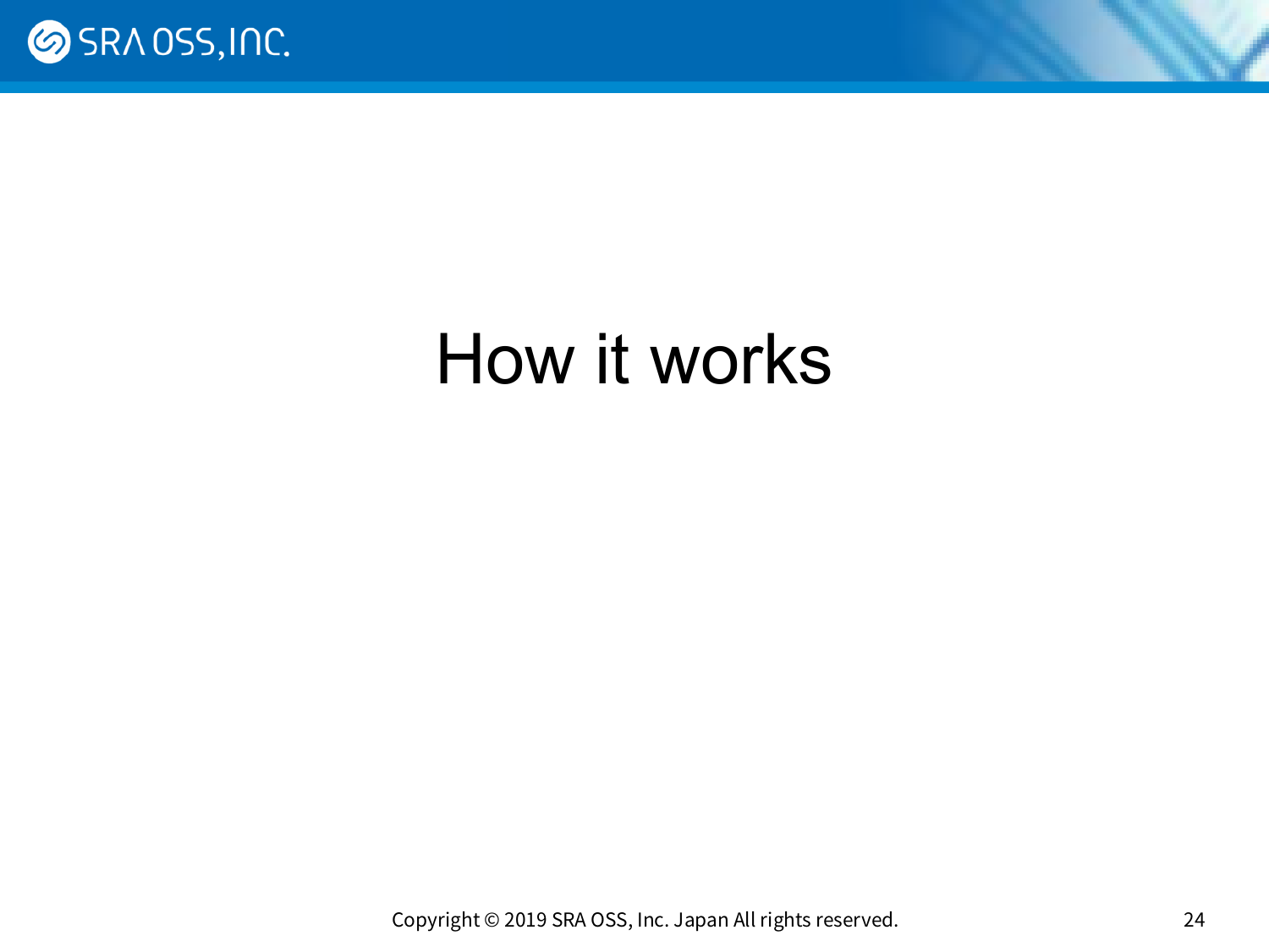# How it works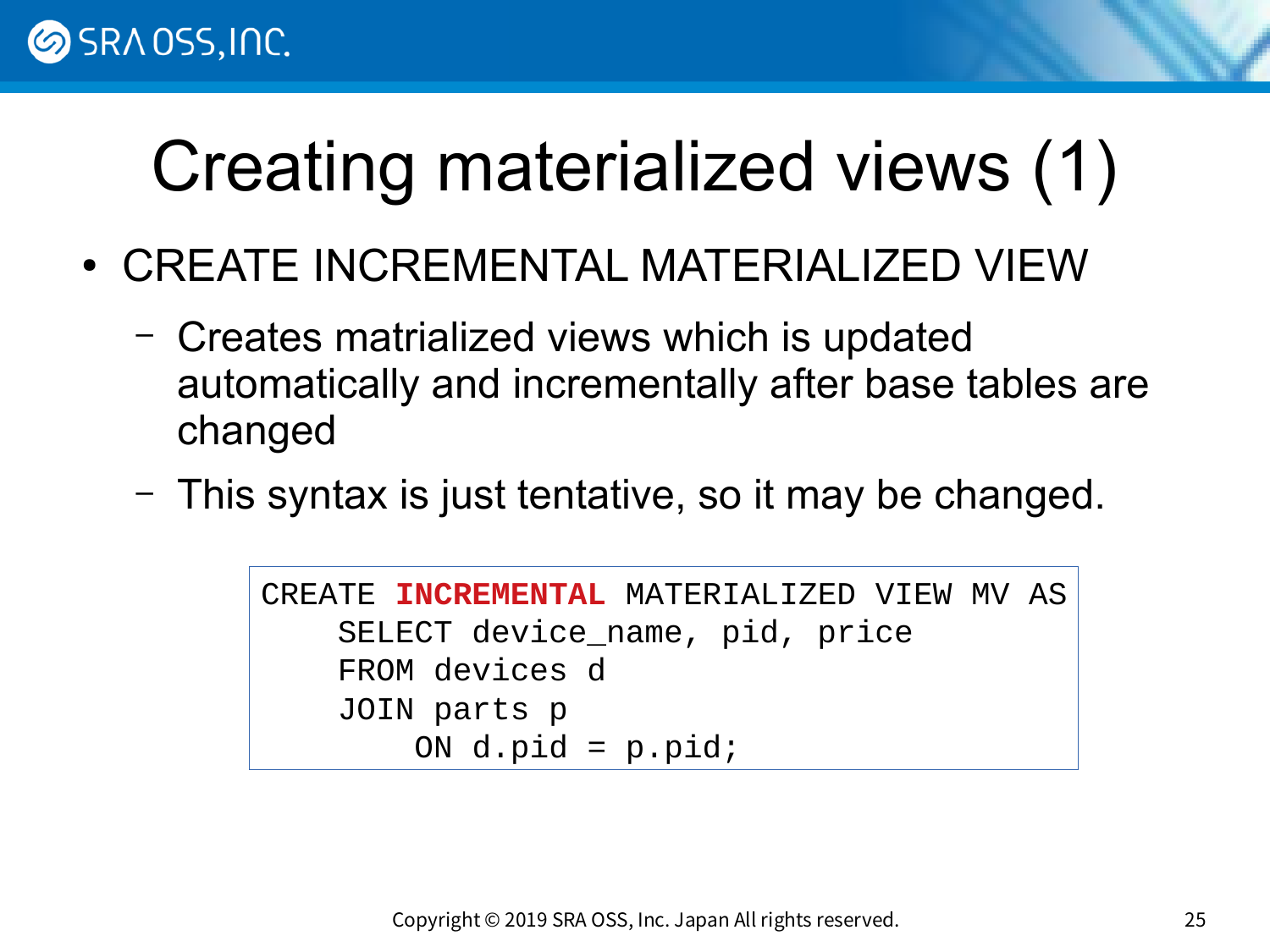# Creating materialized views (1)

- CREATE INCREMENTAL MATERIALIZED VIEW
  - Creates matrialized views which is updated automatically and incrementally after base tables are changed
  - This syntax is just tentative, so it may be changed.

```
CREATE INCREMENTAL MATERIALIZED VIEW MV AS
    SELECT device_name, pid, price
    FROM devices d
    JOIN parts p
        ON d.pid = p.pid;
```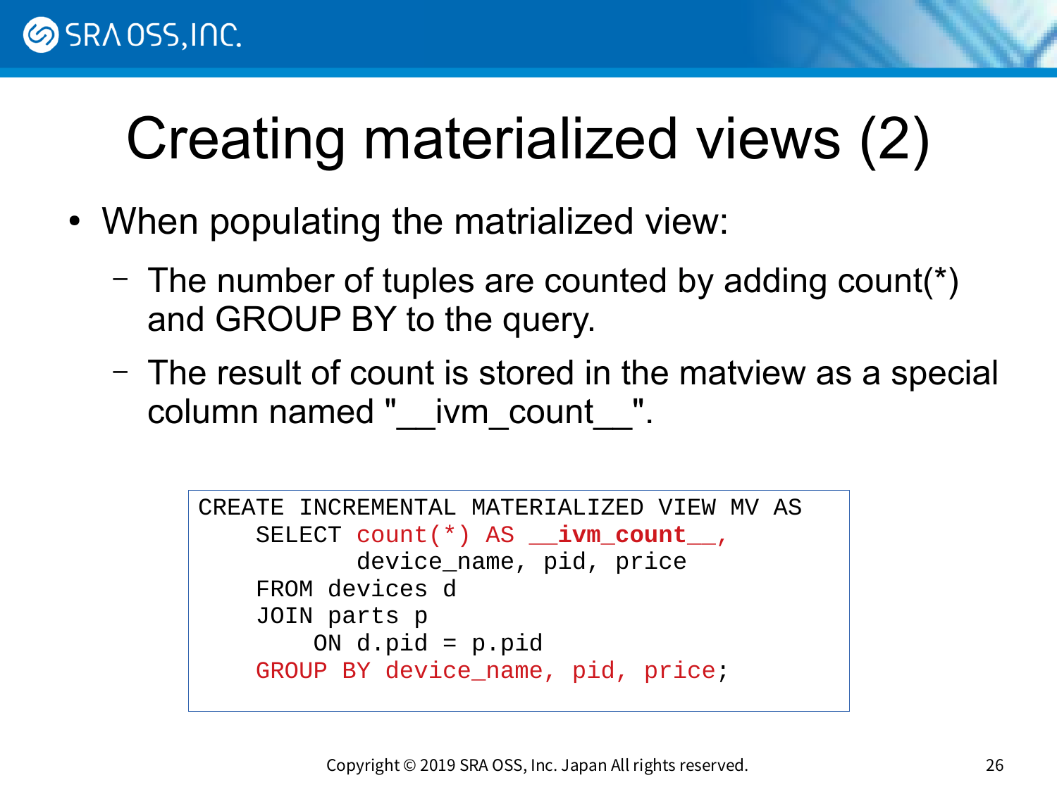# Creating materialized views (2)

- When populating the matrialized view:
  - The number of tuples are counted by adding count(*) and GROUP BY to the query.
  - The result of count is stored in the matview as a special column named "__ivm_count__".

```
CREATE INCREMENTAL MATERIALIZED VIEW MV AS
    SELECT count(*) AS __ivm_count__,
           device_name, pid, price
    FROM devices d
    JOIN parts p
        ON d.pid = p.pid
    GROUP BY device_name, pid, price;
```

Copyright © 2019 SRA OSS, Inc. Japan All rights reserved.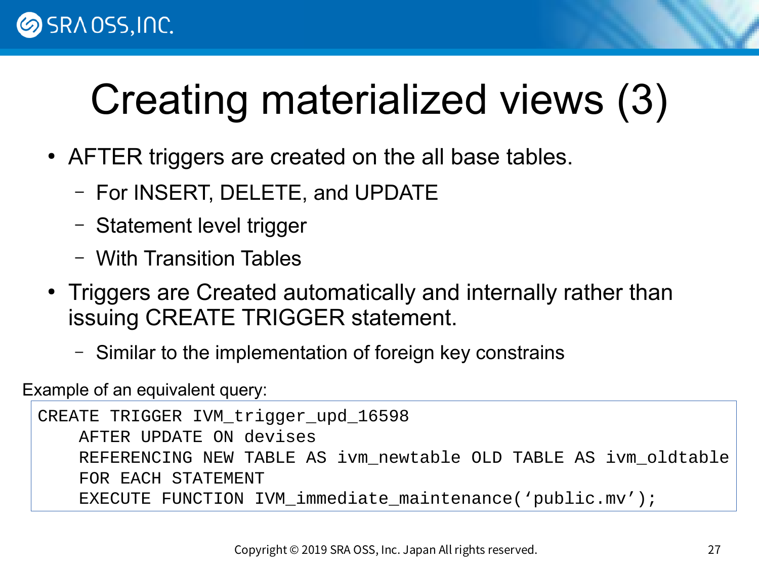# Creating materialized views (3)

- AFTER triggers are created on the all base tables.
  - For INSERT, DELETE, and UPDATE
  - Statement level trigger
  - With Transition Tables
- Triggers are Created automatically and internally rather than issuing CREATE TRIGGER statement.
  - Similar to the implementation of foreign key constrains

Example of an equivalent query:

```
CREATE TRIGGER IVM_trigger_upd_16598
    AFTER UPDATE ON devises
    REFERENCING NEW TABLE AS ivm_newtable OLD TABLE AS ivm_oldtable
    FOR EACH STATEMENT
    EXECUTE FUNCTION IVM_immediate_maintenance('public.mv');
```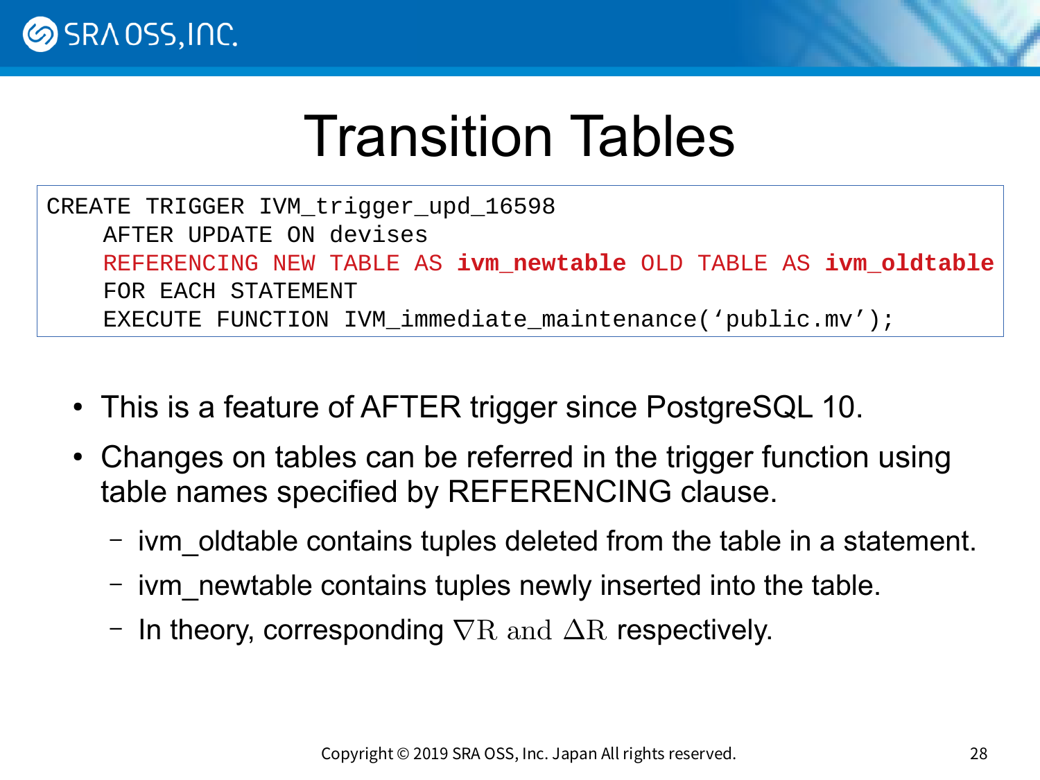# Transition Tables

```
CREATE TRIGGER IVM_trigger_upd_16598
    AFTER UPDATE ON devises
    REFERENCING NEW TABLE AS ivm_newtable OLD TABLE AS ivm_oldtable
    FOR EACH STATEMENT
    EXECUTE FUNCTION IVM_immediate_maintenance(‘public.mv’);
```

- This is a feature of AFTER trigger since PostgreSQL 10.
- Changes on tables can be referred in the trigger function using table names specified by REFERENCING clause.
  - ivm_oldtable contains tuples deleted from the table in a statement.
  - ivm_newtable contains tuples newly inserted into the table.
  - In theory, corresponding $\nabla \mathrm{R}$ and $\Delta \mathrm{R}$ respectively.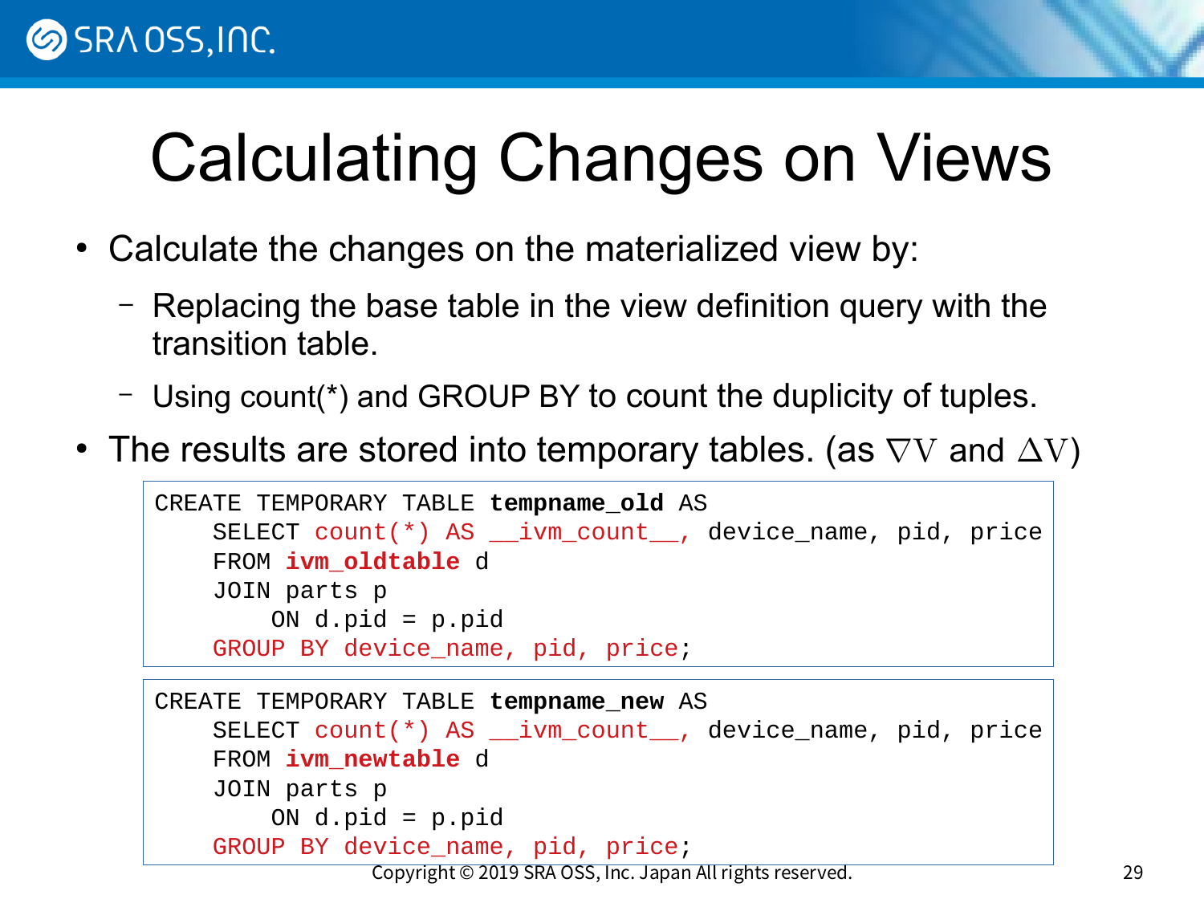# Calculating Changes on Views

- Calculate the changes on the materialized view by:
  - Replacing the base table in the view definition query with the transition table.
  - Using count(*) and GROUP BY to count the duplicity of tuples.
- The results are stored into temporary tables. (as $\nabla V$ and $\Delta V$)

```
CREATE TEMPORARY TABLE tempname_old AS
    SELECT count(*) AS __ivm_count__, device_name, pid, price
    FROM ivm_oldtable d
    JOIN parts p
        ON d.pid = p.pid
    GROUP BY device_name, pid, price;
```

```
CREATE TEMPORARY TABLE tempname_new AS
    SELECT count(*) AS __ivm_count__, device_name, pid, price
    FROM ivm_newtable d
    JOIN parts p
        ON d.pid = p.pid
    GROUP BY device_name, pid, price;
```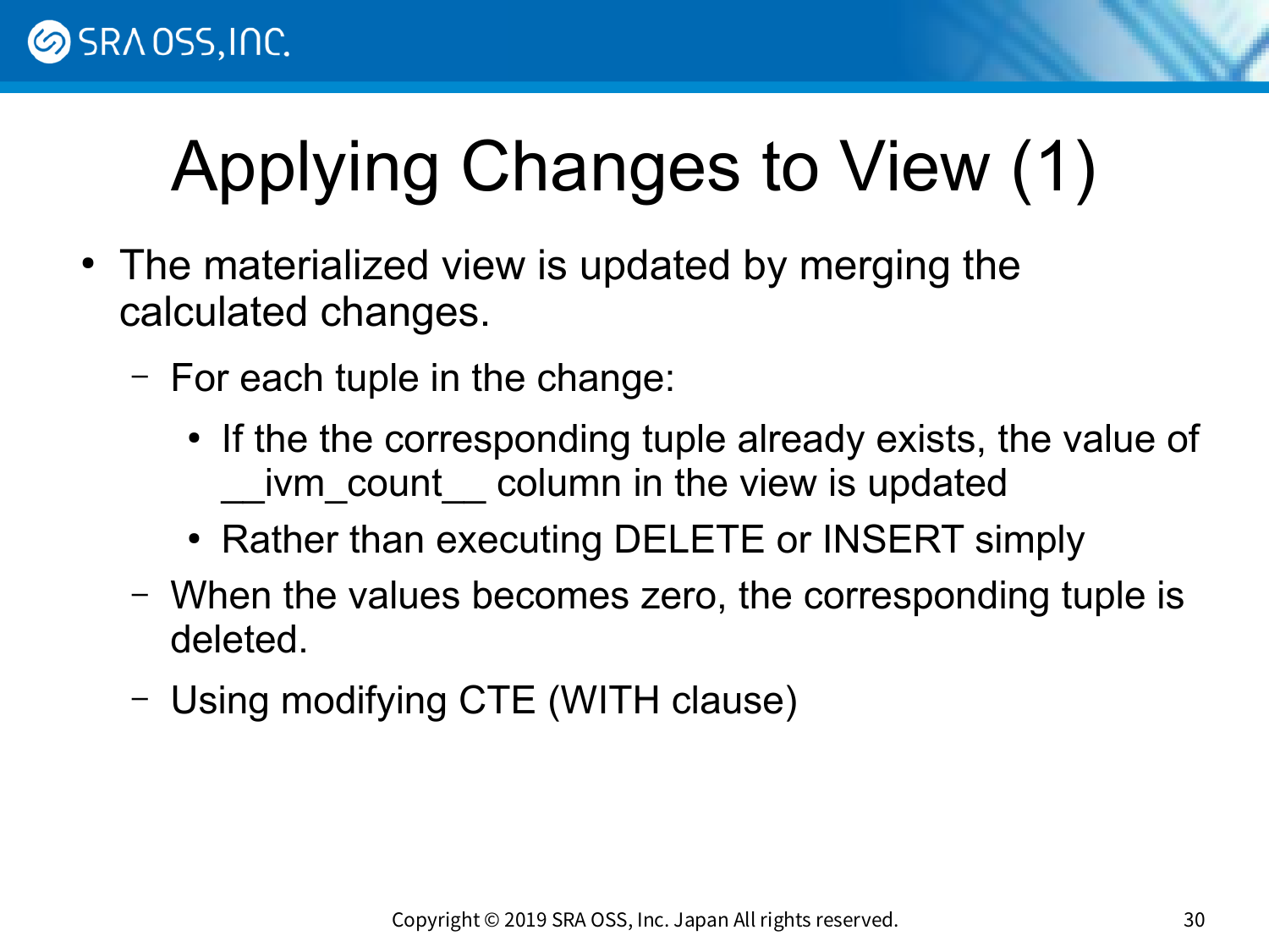# Applying Changes to View (1)

- The materialized view is updated by merging the calculated changes.
  - For each tuple in the change:
    - If the the corresponding tuple already exists, the value of __ivm_count__ column in the view is updated
    - Rather than executing DELETE or INSERT simply
  - When the values becomes zero, the corresponding tuple is deleted.
  - Using modifying CTE (WITH clause)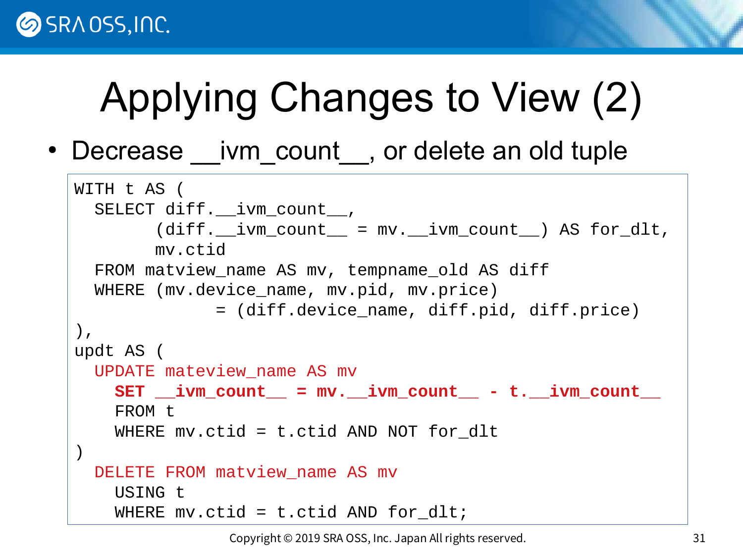# Applying Changes to View (2)

- Decrease __ivm_count__, or delete an old tuple

```
WITH t AS (
  SELECT diff.__ivm_count__,
        (diff.__ivm_count__ = mv.__ivm_count__) AS for_dlt,
        mv.ctid
  FROM matview_name AS mv, tempname_old AS diff
  WHERE (mv.device_name, mv.pid, mv.price)
              = (diff.device_name, diff.pid, diff.price)
),
updt AS (
  UPDATE mateview_name AS mv
    SET __ivm_count__ = mv.__ivm_count__ - t.__ivm_count__
    FROM t
    WHERE mv.ctid = t.ctid AND NOT for_dlt
)
  DELETE FROM matview_name AS mv
    USING t
    WHERE mv.ctid = t.ctid AND for_dlt;
```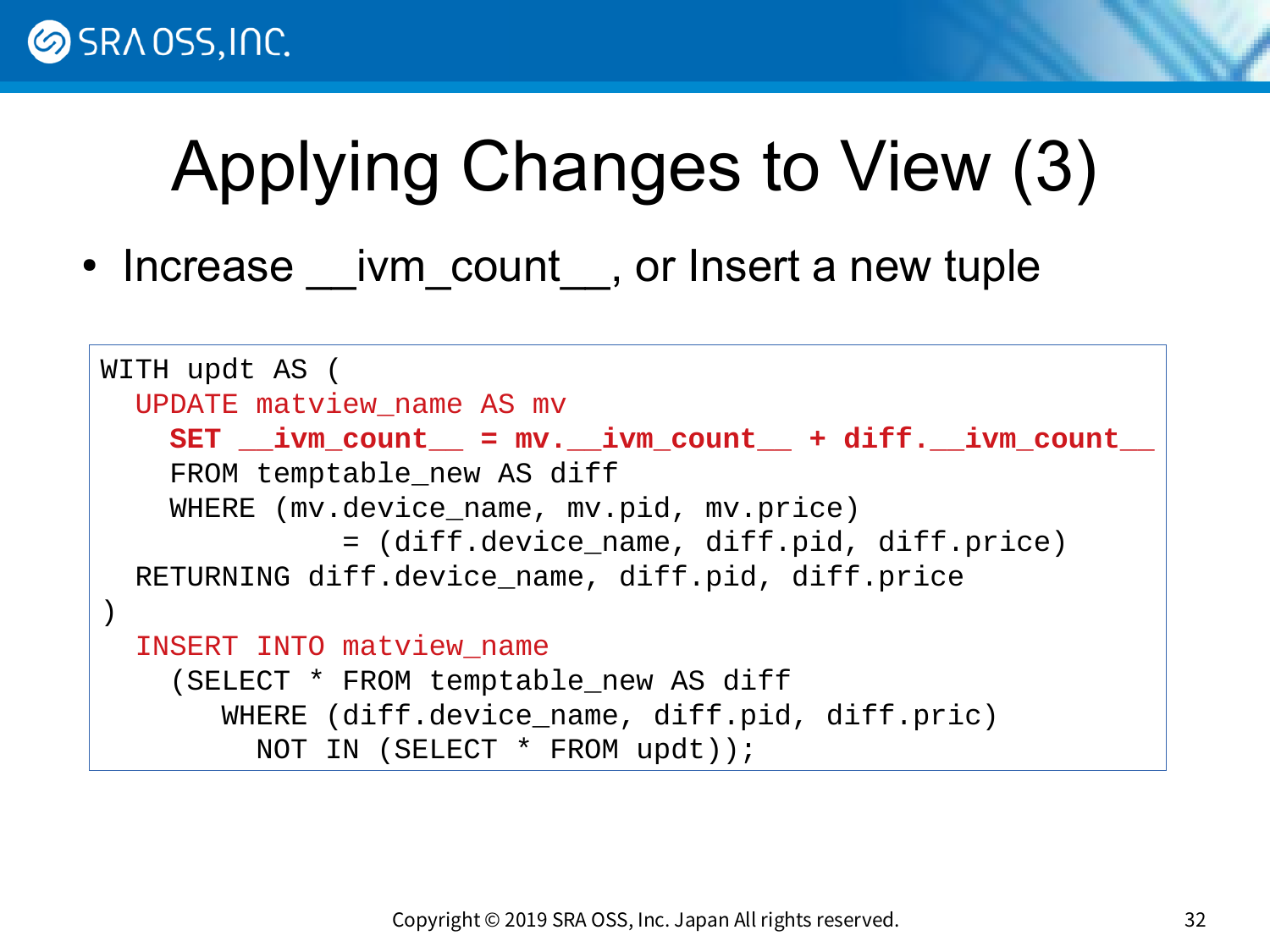# Applying Changes to View (3)

- Increase __ivm_count__, or Insert a new tuple

```
WITH updt AS (
  UPDATE matview_name AS mv
    SET __ivm_count__ = mv.__ivm_count__ + diff.__ivm_count__
    FROM temptable_new AS diff
    WHERE (mv.device_name, mv.pid, mv.price)
              = (diff.device_name, diff.pid, diff.price)
  RETURNING diff.device_name, diff.pid, diff.price
)
  INSERT INTO matview_name
    (SELECT * FROM temptable_new AS diff
       WHERE (diff.device_name, diff.pid, diff.pric)
         NOT IN (SELECT * FROM updt));
```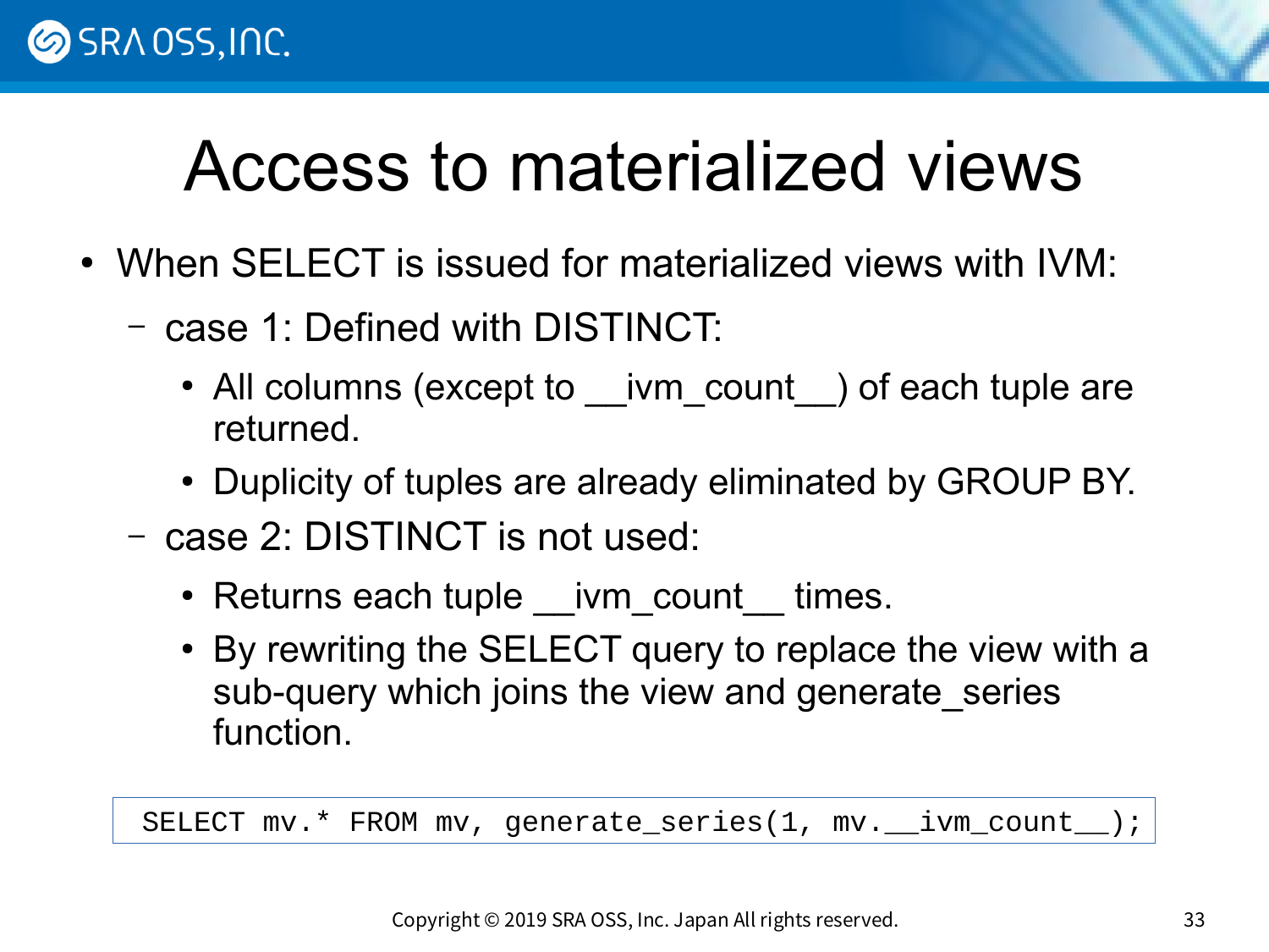# Access to materialized views

- When SELECT is issued for materialized views with IVM:
  - case 1: Defined with DISTINCT:
    - All columns (except to __ivm_count__) of each tuple are returned.
    - Duplicity of tuples are already eliminated by GROUP BY.
  - case 2: DISTINCT is not used:
    - Returns each tuple __ivm_count__ times.
    - By rewriting the SELECT query to replace the view with a sub-query which joins the view and generate_series function.

```
SELECT mv.* FROM mv, generate_series(1, mv.__ivm_count__);
```

Copyright © 2019 SRA OSS, Inc. Japan All rights reserved.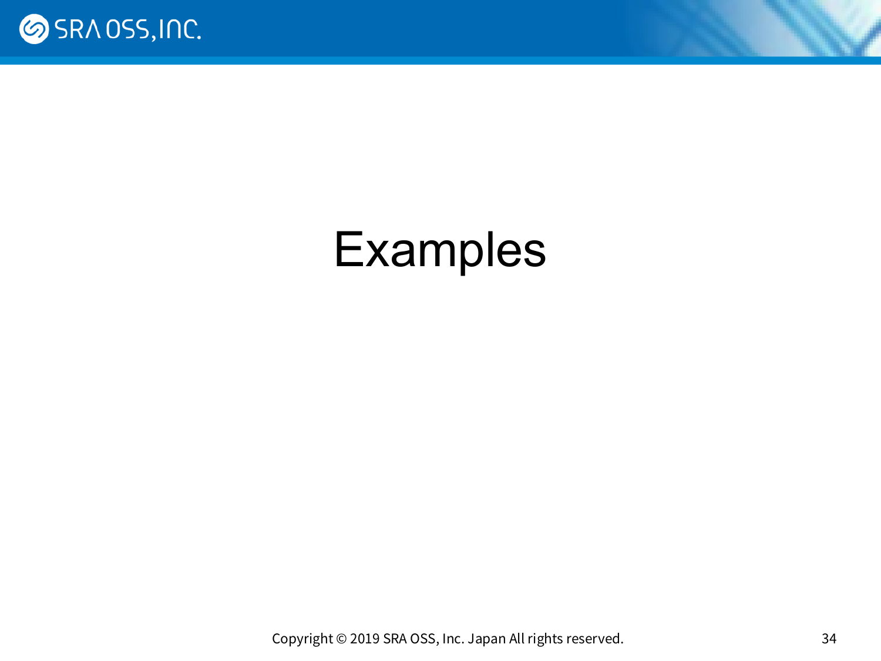# Examples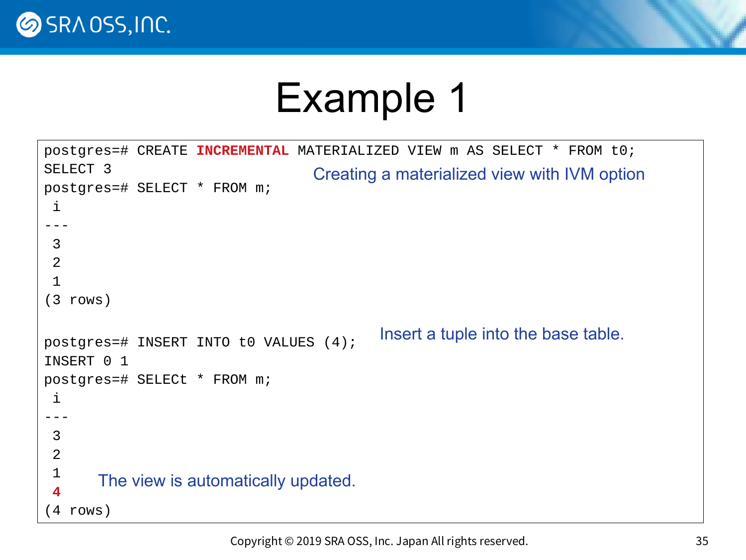# Example 1

```
postgres=# CREATE INCREMENTAL MATERIALIZED VIEW m AS SELECT * FROM t0;
SELECT 3
postgres=# SELECT * FROM m;
 i
---
 3
 2
 1
(3 rows)

postgres=# INSERT INTO t0 VALUES (4);
INSERT 0 1
postgres=# SELECt * FROM m;
 i
---
 3
 2
 1
 4
(4 rows)
```

Creating a materialized view with IVM option

Insert a tuple into the base table.

The view is automatically updated.

Copyright © 2019 SRA OSS, Inc. Japan All rights reserved.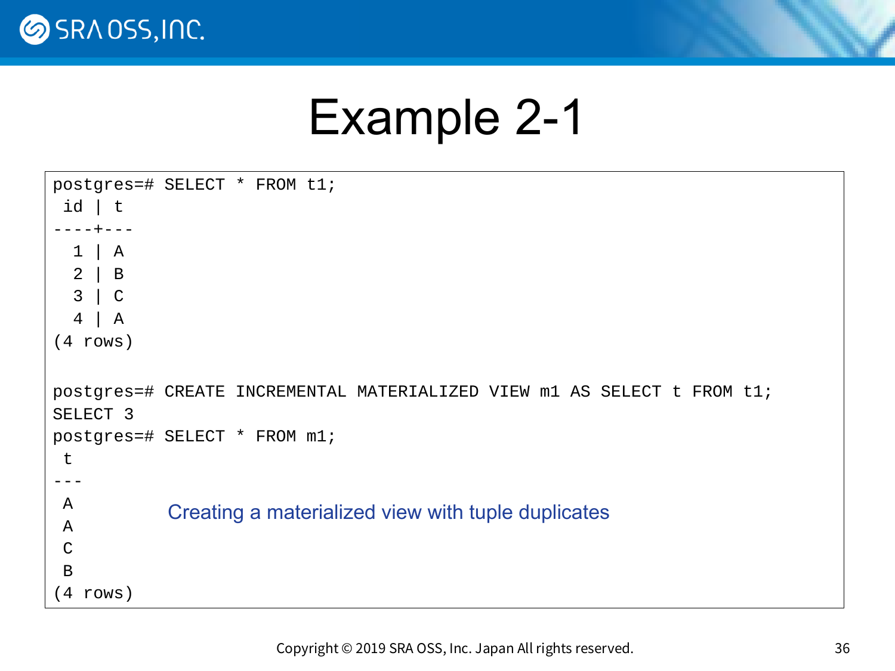# Example 2-1

```
postgres=# SELECT * FROM t1;
 id | t
----+---
  1 | A
  2 | B
  3 | C
  4 | A
(4 rows)

postgres=# CREATE INCREMENTAL MATERIALIZED VIEW m1 AS SELECT t FROM t1;
SELECT 3
postgres=# SELECT * FROM m1;
 t
---
 A
 A
 C
 B
(4 rows)
```

Creating a materialized view with tuple duplicates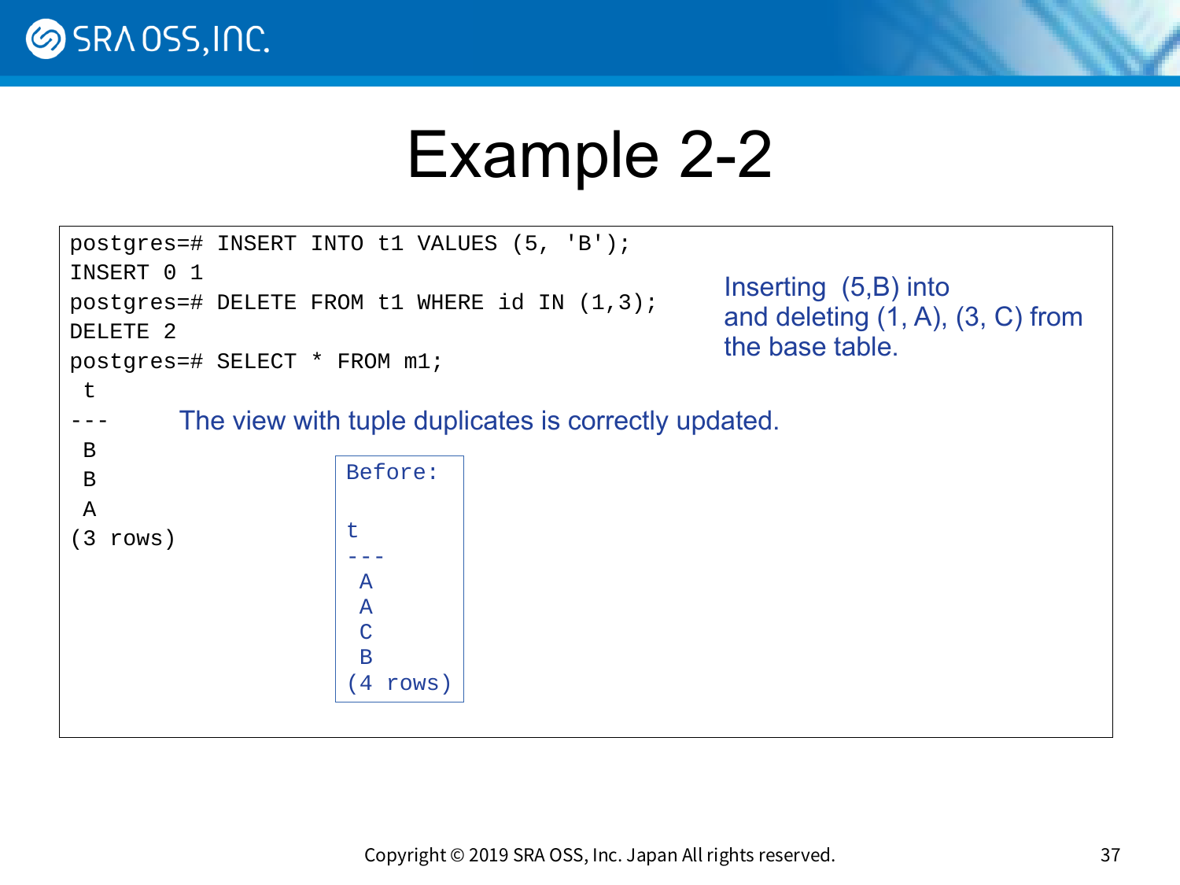# Example 2-2

```
postgres=# INSERT INTO t1 VALUES (5, 'B');
INSERT 0 1
postgres=# DELETE FROM t1 WHERE id IN (1,3);
DELETE 2
postgres=# SELECT * FROM m1;
 t
---
 B
 B
 A
(3 rows)
```

Inserting (5,B) into and deleting (1, A), (3, C) from the base table.

The view with tuple duplicates is correctly updated.

```
Before:

t
---
 A
 A
 C
 B
(4 rows)
```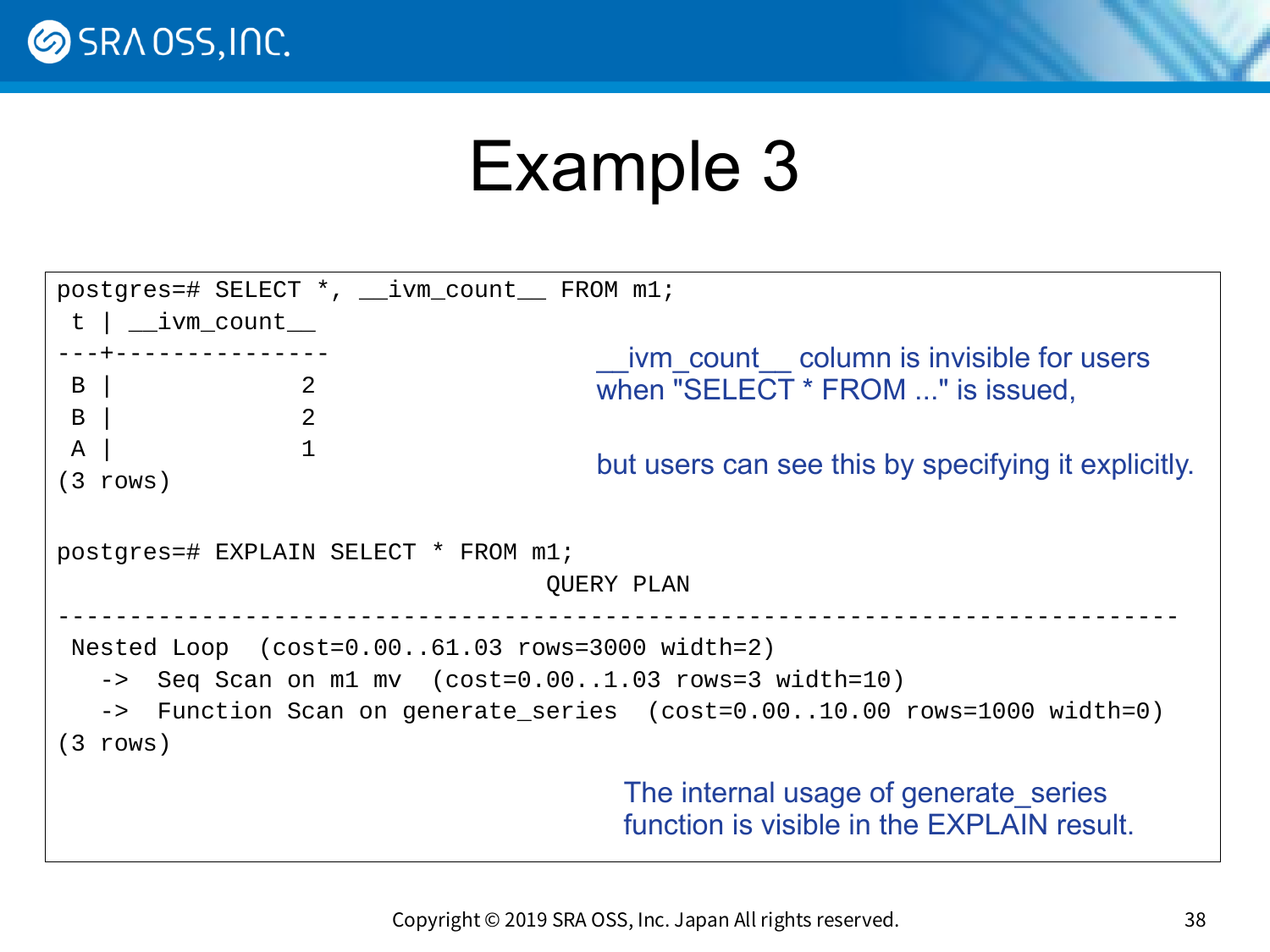# Example 3

```
postgres=# SELECT *, __ivm_count__ FROM m1;
 t | __ivm_count__
---+---------------
 B |             2
 B |             2
 A |             1
(3 rows)
```

__ivm_count__ column is invisible for users when "SELECT * FROM ..." is issued,

but users can see this by specifying it explicitly.

```
postgres=# EXPLAIN SELECT * FROM m1;
                                  QUERY PLAN
------------------------------------------------------------------------------
 Nested Loop  (cost=0.00..61.03 rows=3000 width=2)
   ->  Seq Scan on m1 mv  (cost=0.00..1.03 rows=3 width=10)
   ->  Function Scan on generate_series  (cost=0.00..10.00 rows=1000 width=0)
(3 rows)
```

The internal usage of generate_series function is visible in the EXPLAIN result.

Copyright © 2019 SRA OSS, Inc. Japan All rights reserved.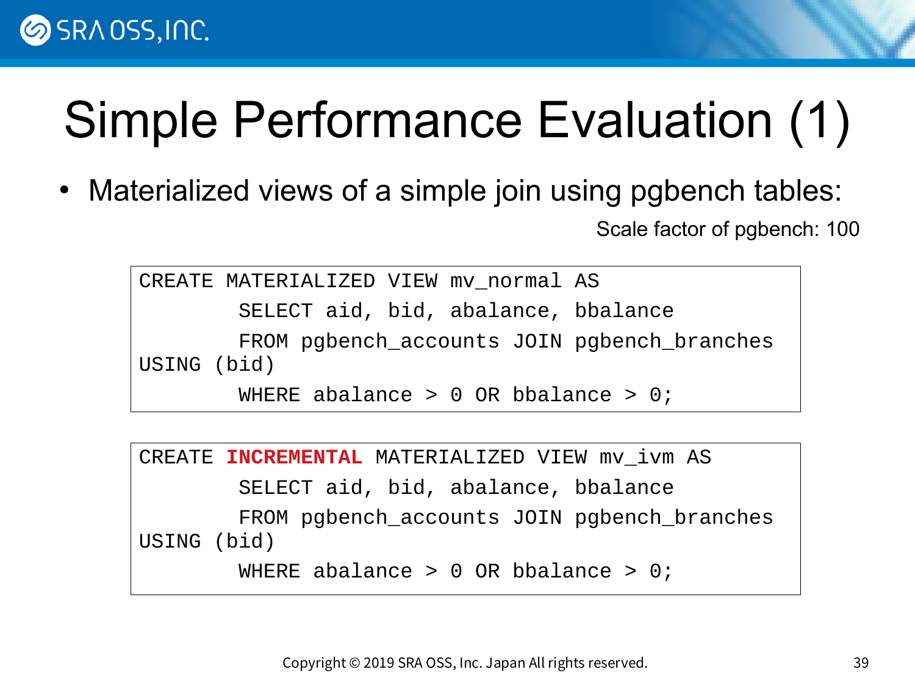# Simple Performance Evaluation (1)

- Materialized views of a simple join using pgbench tables:

Scale factor of pgbench: 100

```
CREATE MATERIALIZED VIEW mv_normal AS
        SELECT aid, bid, abalance, bbalance
        FROM pgbench_accounts JOIN pgbench_branches
USING (bid)
        WHERE abalance > 0 OR bbalance > 0;
```

```
CREATE INCREMENTAL MATERIALIZED VIEW mv_ivm AS
        SELECT aid, bid, abalance, bbalance
        FROM pgbench_accounts JOIN pgbench_branches
USING (bid)
        WHERE abalance > 0 OR bbalance > 0;
```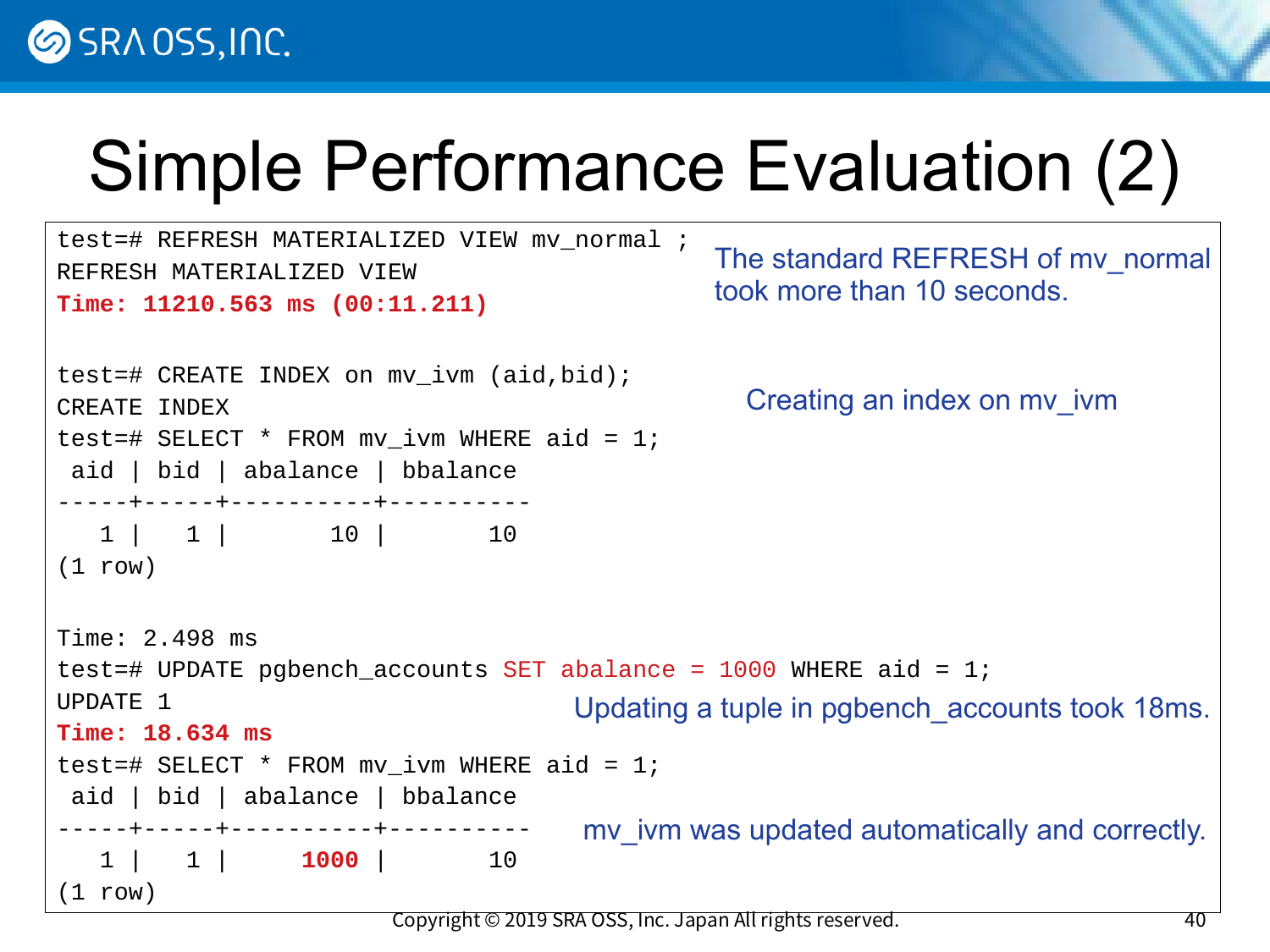# Simple Performance Evaluation (2)

```
test=# REFRESH MATERIALIZED VIEW mv_normal ;
REFRESH MATERIALIZED VIEW
Time: 11210.563 ms (00:11.211)
```

The standard REFRESH of mv_normal took more than 10 seconds.

```
test=# CREATE INDEX on mv_ivm (aid,bid);
CREATE INDEX
test=# SELECT * FROM mv_ivm WHERE aid = 1;
 aid | bid | abalance | bbalance
-----+-----+----------+----------
   1 |   1 |       10 |       10
(1 row)

Time: 2.498 ms
```

Creating an index on mv_ivm

```
test=# UPDATE pgbench_accounts SET abalance = 1000 WHERE aid = 1;
UPDATE 1
Time: 18.634 ms
```

Updating a tuple in pgbench_accounts took 18ms.

```
test=# SELECT * FROM mv_ivm WHERE aid = 1;
 aid | bid | abalance | bbalance
-----+-----+----------+----------
   1 |   1 |     1000 |       10
(1 row)
```

mv_ivm was updated automatically and correctly.

Copyright © 2019 SRA OSS, Inc. Japan All rights reserved.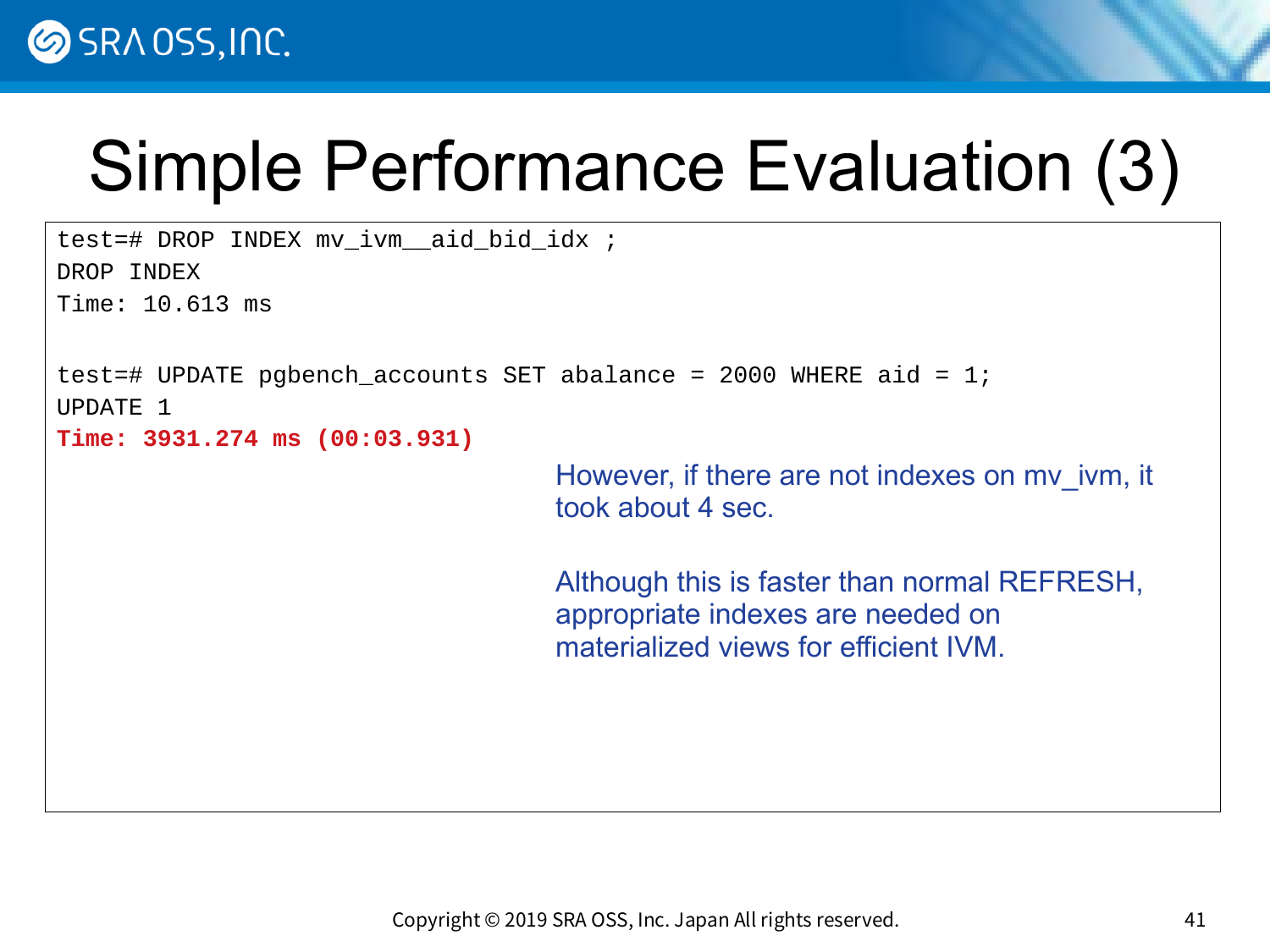# Simple Performance Evaluation (3)

```
test=# DROP INDEX mv_ivm__aid_bid_idx ;
DROP INDEX
Time: 10.613 ms

test=# UPDATE pgbench_accounts SET abalance = 2000 WHERE aid = 1;
UPDATE 1
Time: 3931.274 ms (00:03.931)
```

However, if there are not indexes on mv_ivm, it took about 4 sec.

Although this is faster than normal REFRESH, appropriate indexes are needed on materialized views for efficient IVM.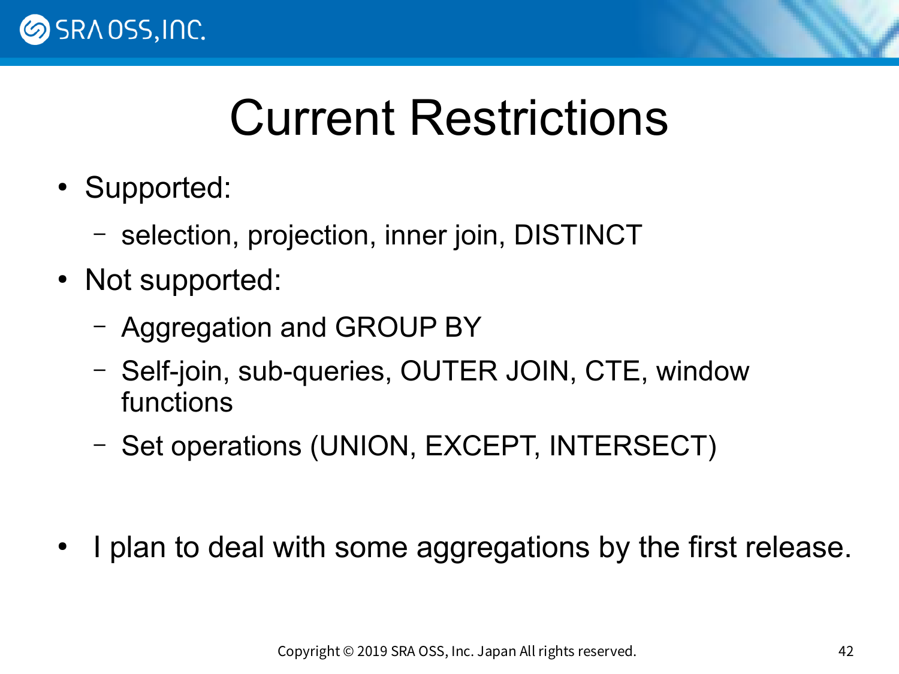# Current Restrictions

- Supported:
  - selection, projection, inner join, DISTINCT
- Not supported:
  - Aggregation and GROUP BY
  - Self-join, sub-queries, OUTER JOIN, CTE, window functions
  - Set operations (UNION, EXCEPT, INTERSECT)

- I plan to deal with some aggregations by the first release.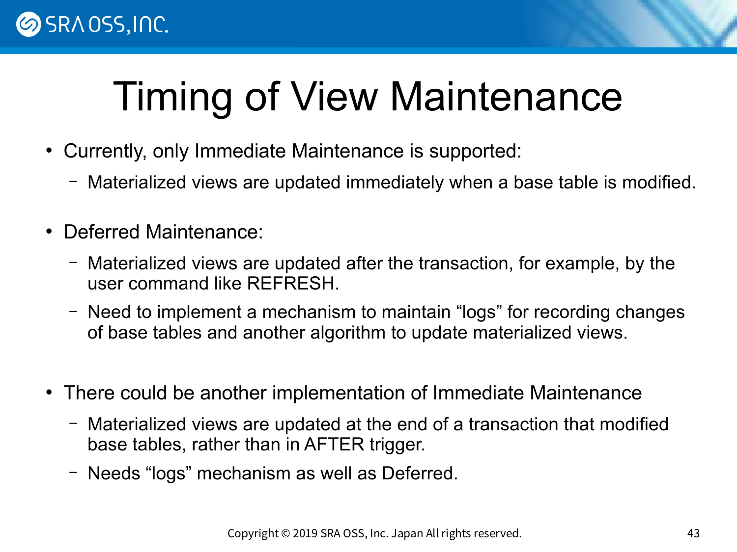# Timing of View Maintenance

- Currently, only Immediate Maintenance is supported:
  - Materialized views are updated immediately when a base table is modified.
- Deferred Maintenance:
  - Materialized views are updated after the transaction, for example, by the user command like REFRESH.
  - Need to implement a mechanism to maintain “logs” for recording changes of base tables and another algorithm to update materialized views.
- There could be another implementation of Immediate Maintenance
  - Materialized views are updated at the end of a transaction that modified base tables, rather than in AFTER trigger.
  - Needs “logs” mechanism as well as Deferred.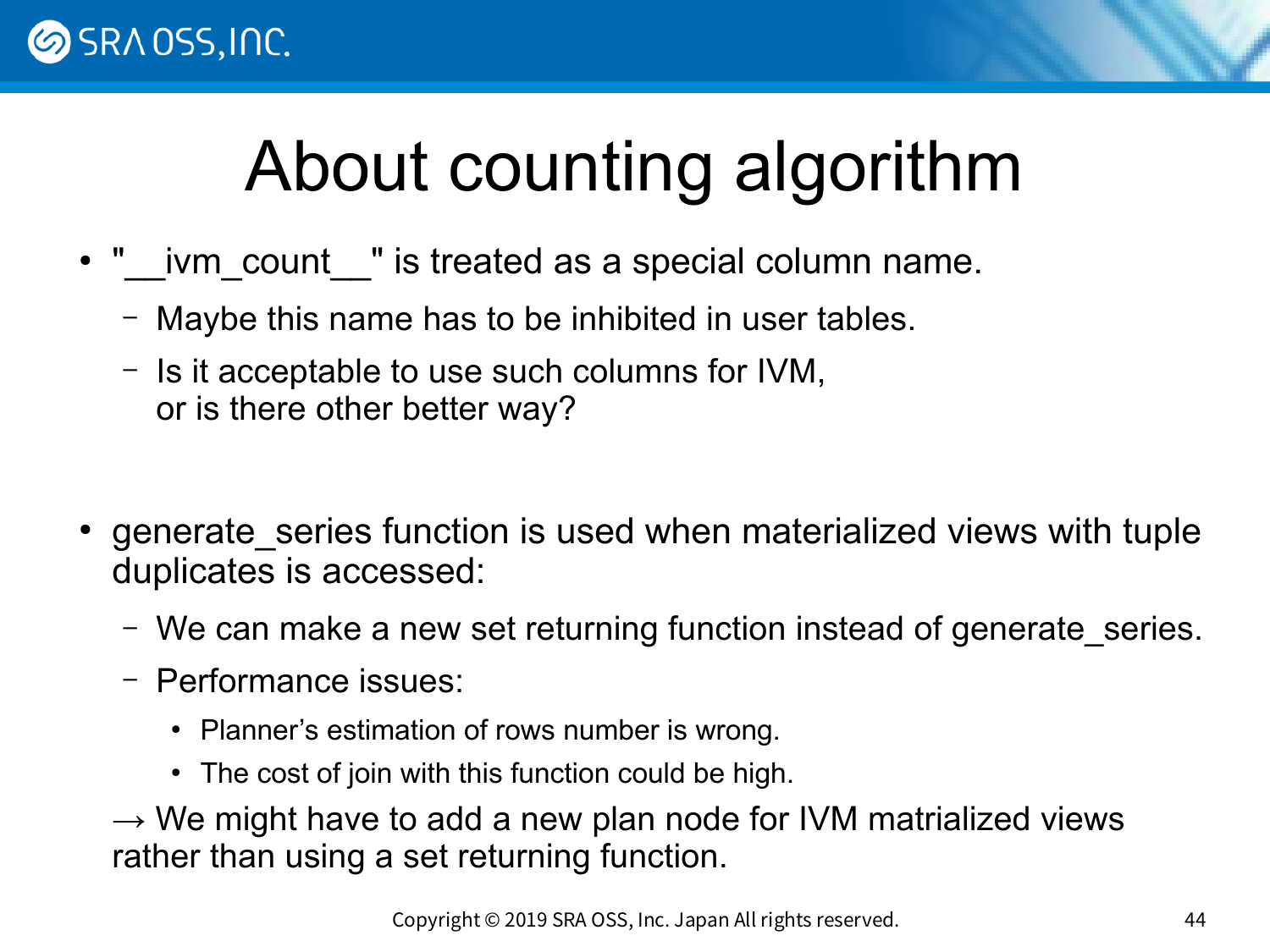# About counting algorithm

- "__ivm_count__" is treated as a special column name.
  - Maybe this name has to be inhibited in user tables.
  - Is it acceptable to use such columns for IVM, or is there other better way?

- generate_series function is used when materialized views with tuple duplicates is accessed:
  - We can make a new set returning function instead of generate_series.
  - Performance issues:
    - Planner's estimation of rows number is wrong.
    - The cost of join with this function could be high.

  → We might have to add a new plan node for IVM matrialized views rather than using a set returning function.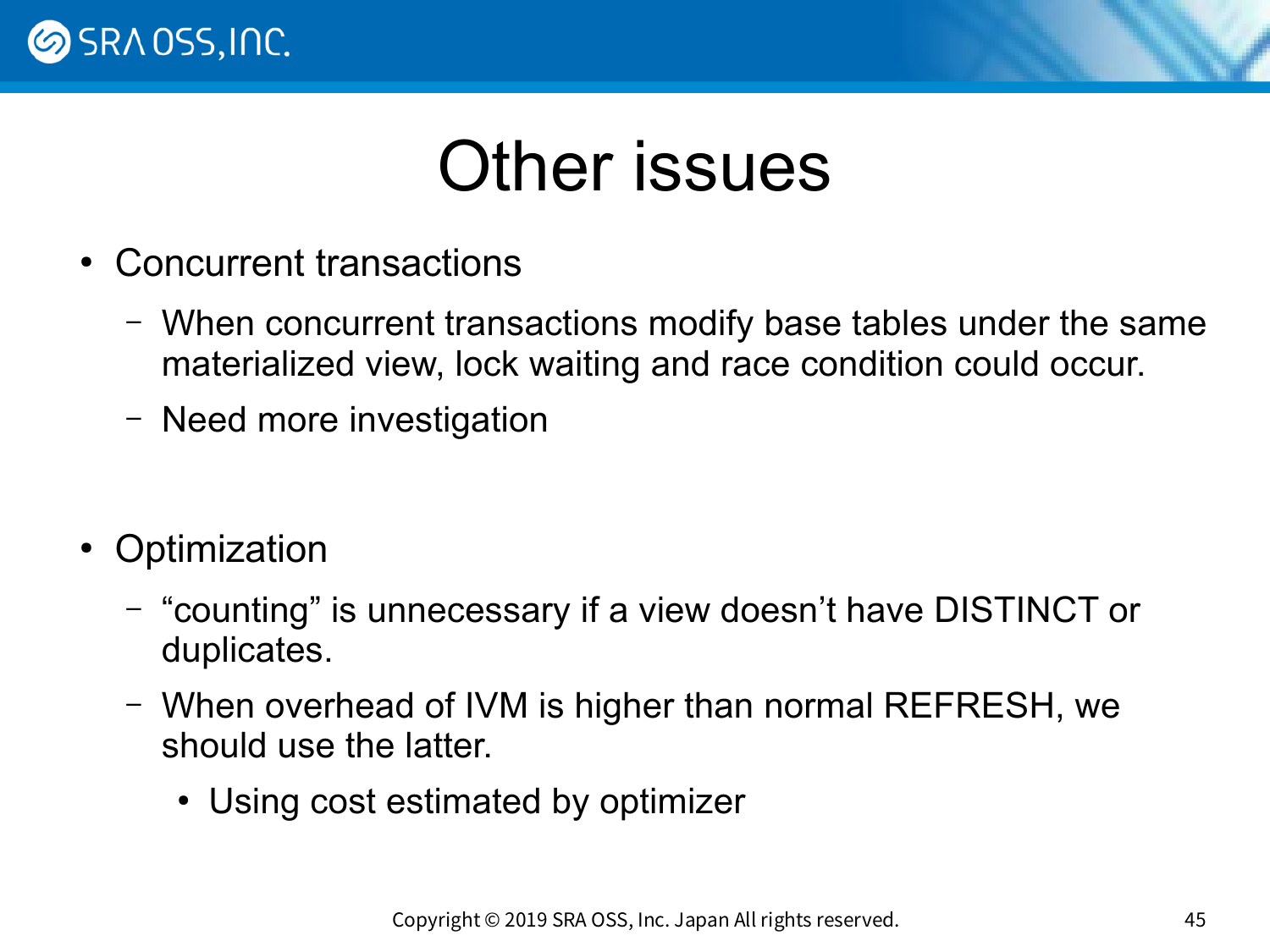# Other issues

- Concurrent transactions
  - When concurrent transactions modify base tables under the same materialized view, lock waiting and race condition could occur.
  - Need more investigation

- Optimization
  - “counting” is unnecessary if a view doesn’t have DISTINCT or duplicates.
  - When overhead of IVM is higher than normal REFRESH, we should use the latter.
    - Using cost estimated by optimizer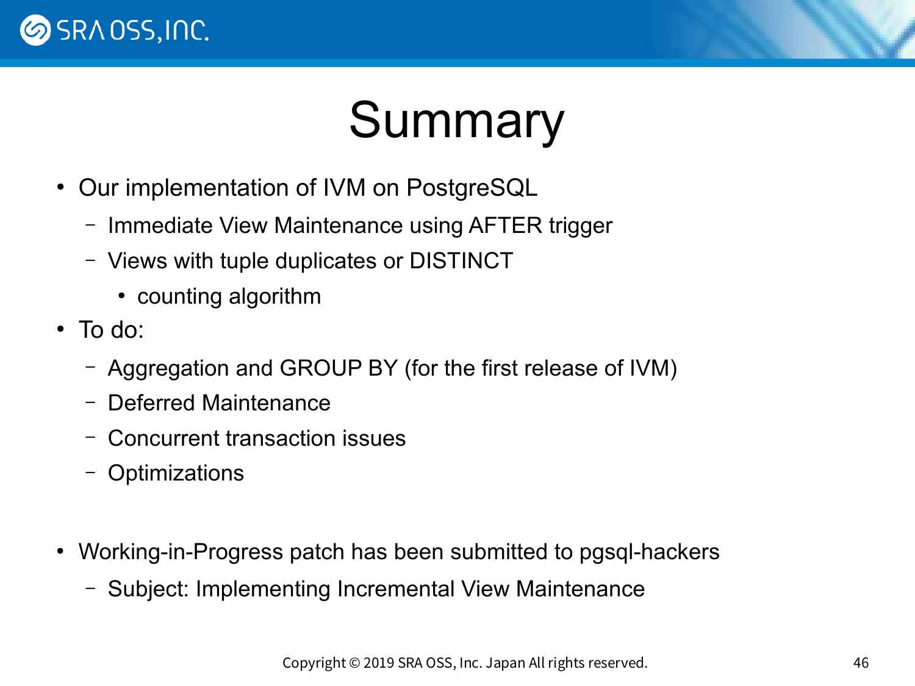# Summary

- Our implementation of IVM on PostgreSQL
  - Immediate View Maintenance using AFTER trigger
  - Views with tuple duplicates or DISTINCT
    - counting algorithm
- To do:
  - Aggregation and GROUP BY (for the first release of IVM)
  - Deferred Maintenance
  - Concurrent transaction issues
  - Optimizations

- Working-in-Progress patch has been submitted to pgsql-hackers
  - Subject: Implementing Incremental View Maintenance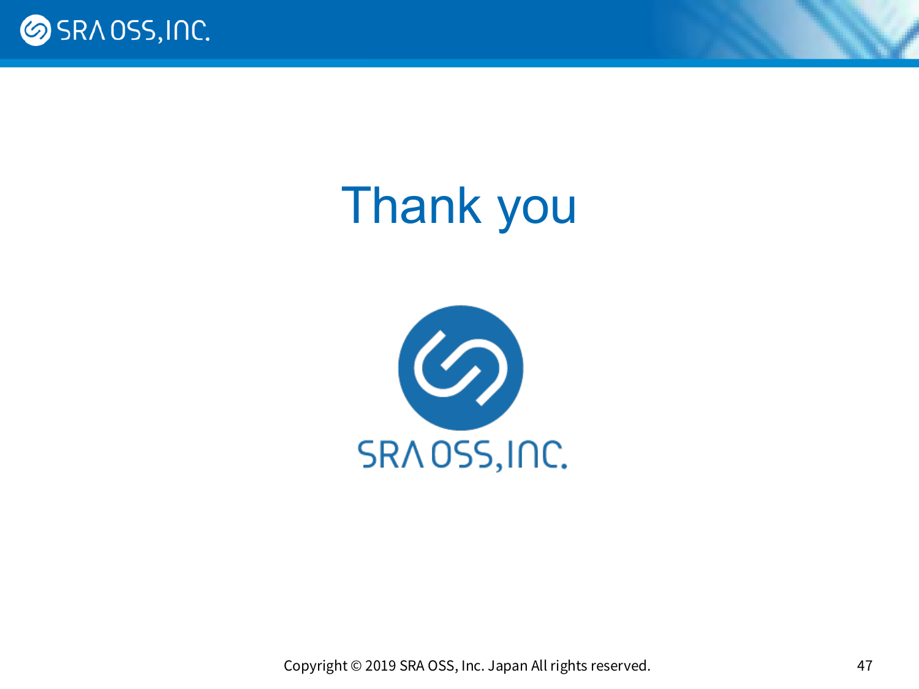# Thank you

SRA OSS, INC.

Copyright © 2019 SRA OSS, Inc. Japan All rights reserved.